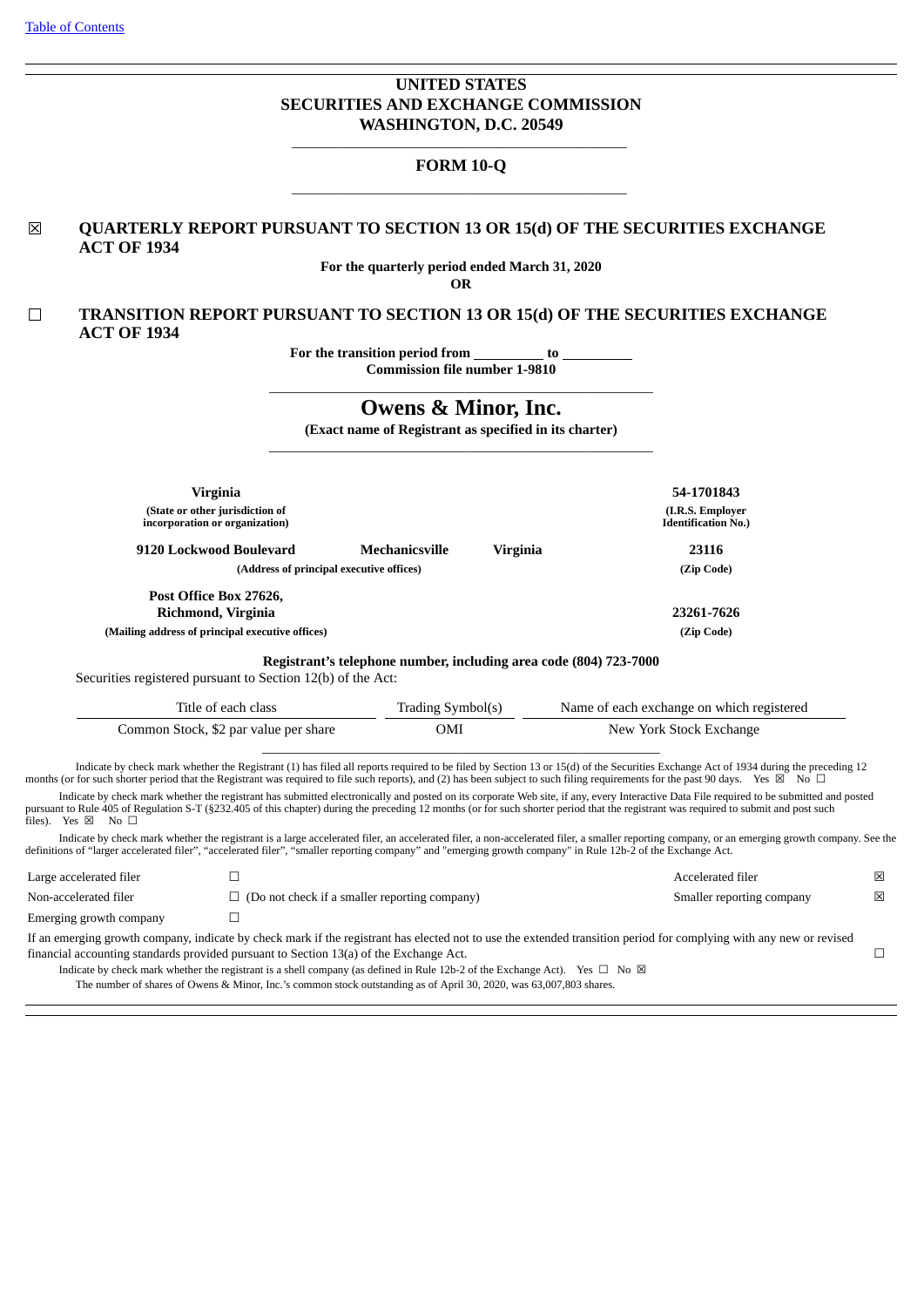[Table of Contents](#)

# UNITED STATES
# SECURITIES AND EXCHANGE COMMISSION
# WASHINGTON, D.C. 20549

## FORM 10-Q

☒ **QUARTERLY REPORT PURSUANT TO SECTION 13 OR 15(d) OF THE SECURITIES EXCHANGE ACT OF 1934**

**For the quarterly period ended March 31, 2020**

**OR**

☐ **TRANSITION REPORT PURSUANT TO SECTION 13 OR 15(d) OF THE SECURITIES EXCHANGE ACT OF 1934**

**For the transition period from \_\_\_\_\_\_\_\_\_\_ to \_\_\_\_\_\_\_\_\_\_**

**Commission file number 1-9810**

# Owens & Minor, Inc.

**(Exact name of Registrant as specified in its charter)**

| **Virginia** | | | **54-1701843** |
|---|---|---|---|
| **(State or other jurisdiction of incorporation or organization)** | | | **(I.R.S. Employer Identification No.)** |
| **9120 Lockwood Boulevard** | **Mechanicsville** | **Virginia** | **23116** |
| **(Address of principal executive offices)** | | | **(Zip Code)** |
| **Post Office Box 27626, Richmond, Virginia** | | | **23261-7626** |
| **(Mailing address of principal executive offices)** | | | **(Zip Code)** |

**Registrant's telephone number, including area code (804) 723-7000**

Securities registered pursuant to Section 12(b) of the Act:

| Title of each class | Trading Symbol(s) | Name of each exchange on which registered |
|---|---|---|
| Common Stock, $2 par value per share | OMI | New York Stock Exchange |

Indicate by check mark whether the Registrant (1) has filed all reports required to be filed by Section 13 or 15(d) of the Securities Exchange Act of 1934 during the preceding 12 months (or for such shorter period that the Registrant was required to file such reports), and (2) has been subject to such filing requirements for the past 90 days. Yes ☒ No ☐

Indicate by check mark whether the registrant has submitted electronically and posted on its corporate Web site, if any, every Interactive Data File required to be submitted and posted pursuant to Rule 405 of Regulation S-T (§232.405 of this chapter) during the preceding 12 months (or for such shorter period that the registrant was required to submit and post such files). Yes ☒ No ☐

Indicate by check mark whether the registrant is a large accelerated filer, an accelerated filer, a non-accelerated filer, a smaller reporting company, or an emerging growth company. See the definitions of "larger accelerated filer", "accelerated filer", "smaller reporting company" and "emerging growth company" in Rule 12b-2 of the Exchange Act.

| | | | |
|---|---|---|---|
| Large accelerated filer | ☐ | Accelerated filer | ☒ |
| Non-accelerated filer | ☐ (Do not check if a smaller reporting company) | Smaller reporting company | ☒ |
| Emerging growth company | ☐ | | |

If an emerging growth company, indicate by check mark if the registrant has elected not to use the extended transition period for complying with any new or revised financial accounting standards provided pursuant to Section 13(a) of the Exchange Act. ☐

Indicate by check mark whether the registrant is a shell company (as defined in Rule 12b-2 of the Exchange Act). Yes ☐ No ☒

The number of shares of Owens & Minor, Inc.'s common stock outstanding as of April 30, 2020, was 63,007,803 shares.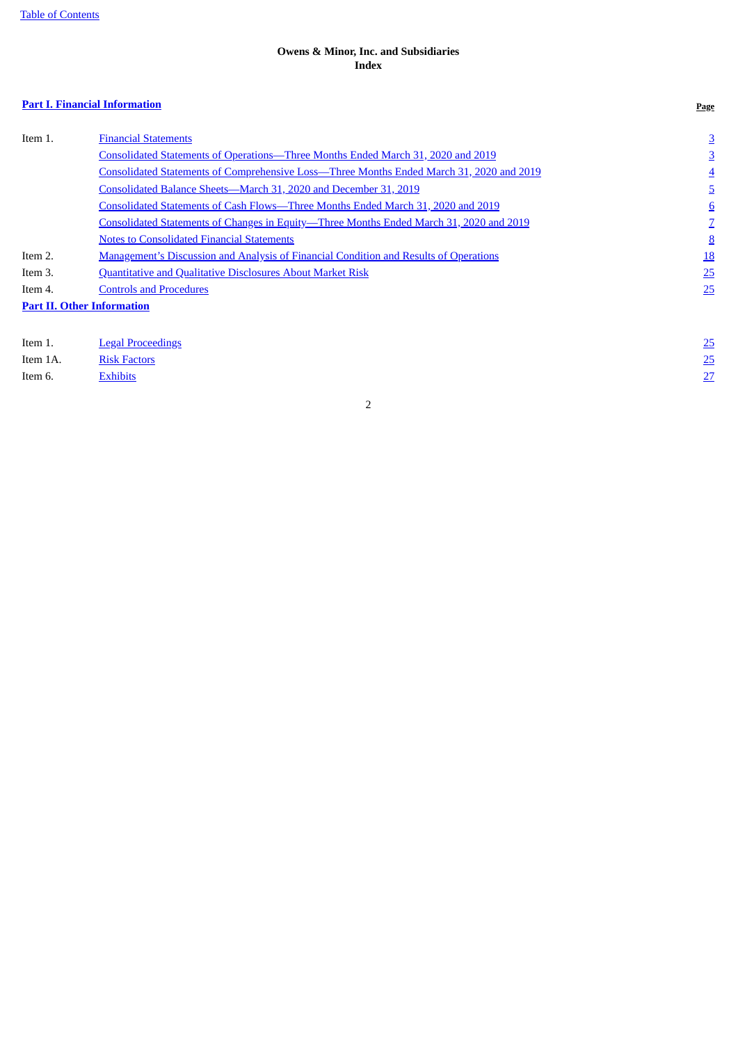# Owens & Minor, Inc. and Subsidiaries
## Index

| **Part I. Financial Information** | | **Page** |
|---|---|---|
| Item 1. | Financial Statements | 3 |
| | Consolidated Statements of Operations—Three Months Ended March 31, 2020 and 2019 | 3 |
| | Consolidated Statements of Comprehensive Loss—Three Months Ended March 31, 2020 and 2019 | 4 |
| | Consolidated Balance Sheets—March 31, 2020 and December 31, 2019 | 5 |
| | Consolidated Statements of Cash Flows—Three Months Ended March 31, 2020 and 2019 | 6 |
| | Consolidated Statements of Changes in Equity—Three Months Ended March 31, 2020 and 2019 | 7 |
| | Notes to Consolidated Financial Statements | 8 |
| Item 2. | Management's Discussion and Analysis of Financial Condition and Results of Operations | 18 |
| Item 3. | Quantitative and Qualitative Disclosures About Market Risk | 25 |
| Item 4. | Controls and Procedures | 25 |
| **Part II. Other Information** | | |
| Item 1. | Legal Proceedings | 25 |
| Item 1A. | Risk Factors | 25 |
| Item 6. | Exhibits | 27 |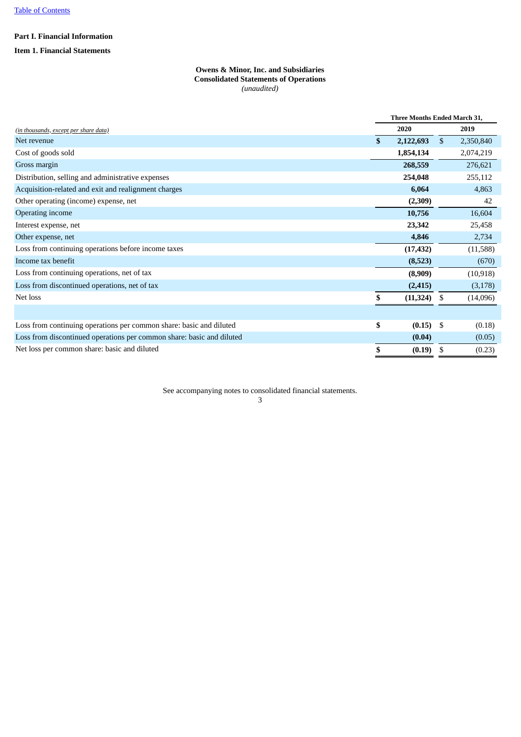[Table of Contents](#)

**Part I. Financial Information**

**Item 1. Financial Statements**

**Owens & Minor, Inc. and Subsidiaries**
**Consolidated Statements of Operations**
*(unaudited)*

| *(in thousands, except per share data)* | Three Months Ended March 31, 2020 | 2019 |
|---|---|---|
| Net revenue | **$ 2,122,693** | $ 2,350,840 |
| Cost of goods sold | **1,854,134** | 2,074,219 |
| Gross margin | **268,559** | 276,621 |
| Distribution, selling and administrative expenses | **254,048** | 255,112 |
| Acquisition-related and exit and realignment charges | **6,064** | 4,863 |
| Other operating (income) expense, net | **(2,309)** | 42 |
| Operating income | **10,756** | 16,604 |
| Interest expense, net | **23,342** | 25,458 |
| Other expense, net | **4,846** | 2,734 |
| Loss from continuing operations before income taxes | **(17,432)** | (11,588) |
| Income tax benefit | **(8,523)** | (670) |
| Loss from continuing operations, net of tax | **(8,909)** | (10,918) |
| Loss from discontinued operations, net of tax | **(2,415)** | (3,178) |
| Net loss | **$ (11,324)** | $ (14,096) |
| | | |
| Loss from continuing operations per common share: basic and diluted | **$ (0.15)** | $ (0.18) |
| Loss from discontinued operations per common share: basic and diluted | **(0.04)** | (0.05) |
| Net loss per common share: basic and diluted | **$ (0.19)** | $ (0.23) |

See accompanying notes to consolidated financial statements.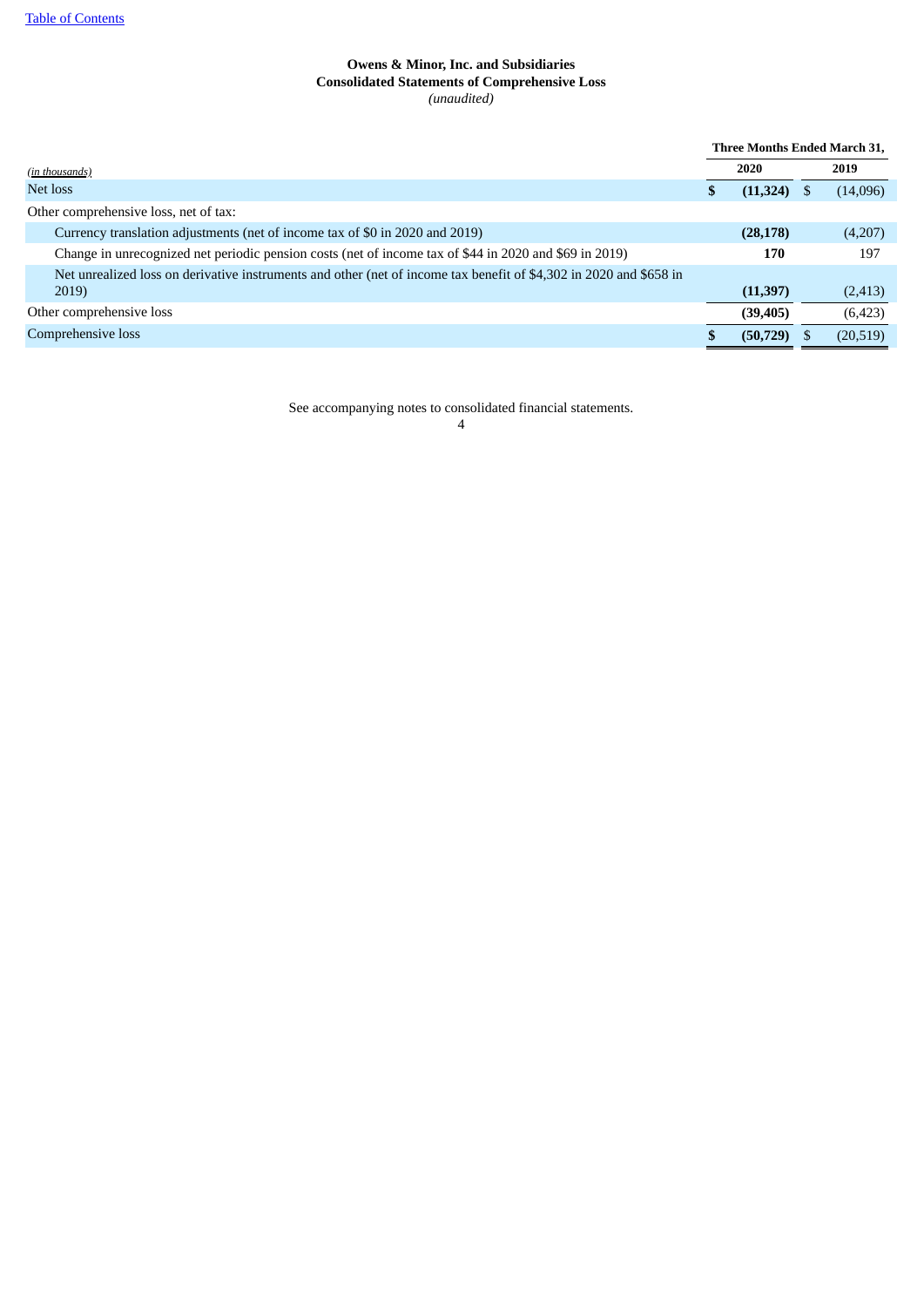**Owens & Minor, Inc. and Subsidiaries**
**Consolidated Statements of Comprehensive Loss**
*(unaudited)*

| *(in thousands)* | Three Months Ended March 31, 2020 | 2019 |
|---|---|---|
| Net loss | **$ (11,324)** | $ (14,096) |
| Other comprehensive loss, net of tax: | | |
| Currency translation adjustments (net of income tax of $0 in 2020 and 2019) | **(28,178)** | (4,207) |
| Change in unrecognized net periodic pension costs (net of income tax of $44 in 2020 and $69 in 2019) | **170** | 197 |
| Net unrealized loss on derivative instruments and other (net of income tax benefit of $4,302 in 2020 and $658 in 2019) | **(11,397)** | (2,413) |
| Other comprehensive loss | **(39,405)** | (6,423) |
| Comprehensive loss | **$ (50,729)** | $ (20,519) |

See accompanying notes to consolidated financial statements.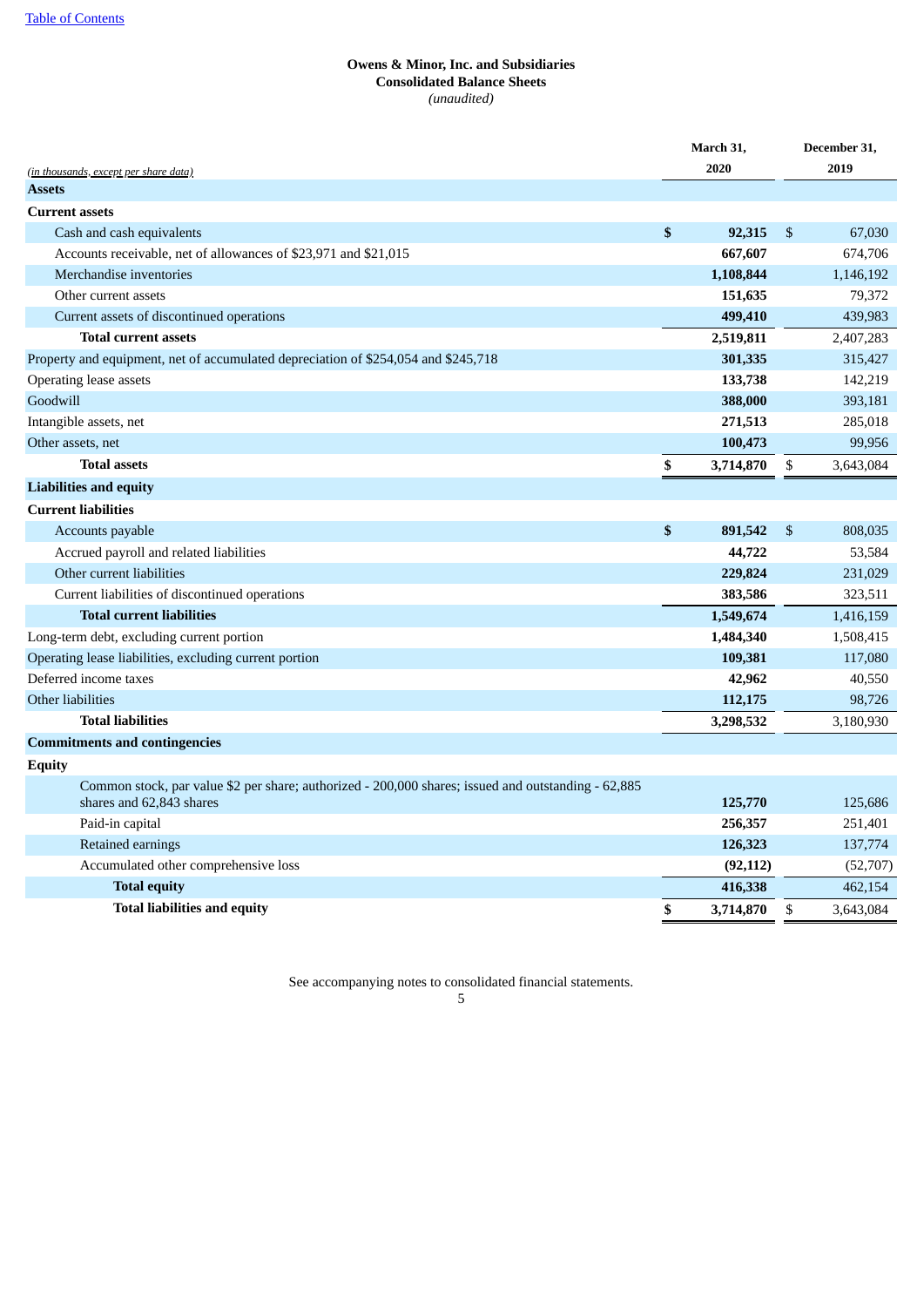[Table of Contents](#)

**Owens & Minor, Inc. and Subsidiaries**
**Consolidated Balance Sheets**
*(unaudited)*

| *(in thousands, except per share data)* | March 31, 2020 | December 31, 2019 |
|---|---|---|
| **Assets** | | |
| **Current assets** | | |
| Cash and cash equivalents | **$ 92,315** | $ 67,030 |
| Accounts receivable, net of allowances of $23,971 and $21,015 | **667,607** | 674,706 |
| Merchandise inventories | **1,108,844** | 1,146,192 |
| Other current assets | **151,635** | 79,372 |
| Current assets of discontinued operations | **499,410** | 439,983 |
| **Total current assets** | **2,519,811** | 2,407,283 |
| Property and equipment, net of accumulated depreciation of $254,054 and $245,718 | **301,335** | 315,427 |
| Operating lease assets | **133,738** | 142,219 |
| Goodwill | **388,000** | 393,181 |
| Intangible assets, net | **271,513** | 285,018 |
| Other assets, net | **100,473** | 99,956 |
| **Total assets** | **$ 3,714,870** | $ 3,643,084 |
| **Liabilities and equity** | | |
| **Current liabilities** | | |
| Accounts payable | **$ 891,542** | $ 808,035 |
| Accrued payroll and related liabilities | **44,722** | 53,584 |
| Other current liabilities | **229,824** | 231,029 |
| Current liabilities of discontinued operations | **383,586** | 323,511 |
| **Total current liabilities** | **1,549,674** | 1,416,159 |
| Long-term debt, excluding current portion | **1,484,340** | 1,508,415 |
| Operating lease liabilities, excluding current portion | **109,381** | 117,080 |
| Deferred income taxes | **42,962** | 40,550 |
| Other liabilities | **112,175** | 98,726 |
| **Total liabilities** | **3,298,532** | 3,180,930 |
| **Commitments and contingencies** | | |
| **Equity** | | |
| Common stock, par value $2 per share; authorized - 200,000 shares; issued and outstanding - 62,885 shares and 62,843 shares | **125,770** | 125,686 |
| Paid-in capital | **256,357** | 251,401 |
| Retained earnings | **126,323** | 137,774 |
| Accumulated other comprehensive loss | **(92,112)** | (52,707) |
| **Total equity** | **416,338** | 462,154 |
| **Total liabilities and equity** | **$ 3,714,870** | $ 3,643,084 |

See accompanying notes to consolidated financial statements.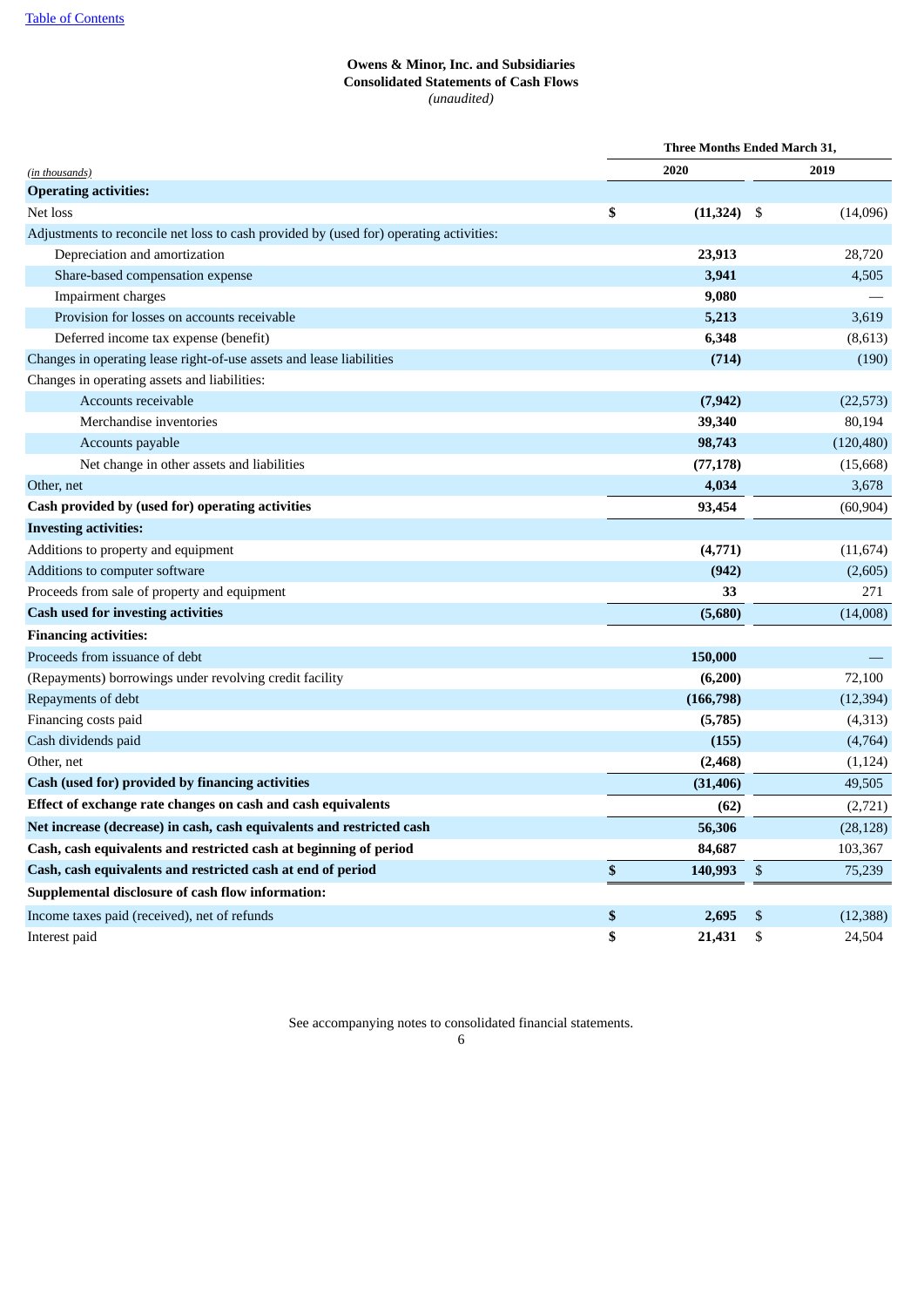Owens & Minor, Inc. and Subsidiaries
**Consolidated Statements of Cash Flows**
*(unaudited)*

| *(in thousands)* | Three Months Ended March 31, 2020 | 2019 |
|---|---|---|
| **Operating activities:** | | |
| Net loss | **$ (11,324)** | $ (14,096) |
| Adjustments to reconcile net loss to cash provided by (used for) operating activities: | | |
| Depreciation and amortization | **23,913** | 28,720 |
| Share-based compensation expense | **3,941** | 4,505 |
| Impairment charges | **9,080** | — |
| Provision for losses on accounts receivable | **5,213** | 3,619 |
| Deferred income tax expense (benefit) | **6,348** | (8,613) |
| Changes in operating lease right-of-use assets and lease liabilities | **(714)** | (190) |
| Changes in operating assets and liabilities: | | |
| Accounts receivable | **(7,942)** | (22,573) |
| Merchandise inventories | **39,340** | 80,194 |
| Accounts payable | **98,743** | (120,480) |
| Net change in other assets and liabilities | **(77,178)** | (15,668) |
| Other, net | **4,034** | 3,678 |
| **Cash provided by (used for) operating activities** | **93,454** | (60,904) |
| **Investing activities:** | | |
| Additions to property and equipment | **(4,771)** | (11,674) |
| Additions to computer software | **(942)** | (2,605) |
| Proceeds from sale of property and equipment | **33** | 271 |
| **Cash used for investing activities** | **(5,680)** | (14,008) |
| **Financing activities:** | | |
| Proceeds from issuance of debt | **150,000** | — |
| (Repayments) borrowings under revolving credit facility | **(6,200)** | 72,100 |
| Repayments of debt | **(166,798)** | (12,394) |
| Financing costs paid | **(5,785)** | (4,313) |
| Cash dividends paid | **(155)** | (4,764) |
| Other, net | **(2,468)** | (1,124) |
| **Cash (used for) provided by financing activities** | **(31,406)** | 49,505 |
| **Effect of exchange rate changes on cash and cash equivalents** | **(62)** | (2,721) |
| **Net increase (decrease) in cash, cash equivalents and restricted cash** | **56,306** | (28,128) |
| **Cash, cash equivalents and restricted cash at beginning of period** | **84,687** | 103,367 |
| **Cash, cash equivalents and restricted cash at end of period** | **$ 140,993** | $ 75,239 |
| **Supplemental disclosure of cash flow information:** | | |
| Income taxes paid (received), net of refunds | **$ 2,695** | $ (12,388) |
| Interest paid | **$ 21,431** | $ 24,504 |

See accompanying notes to consolidated financial statements.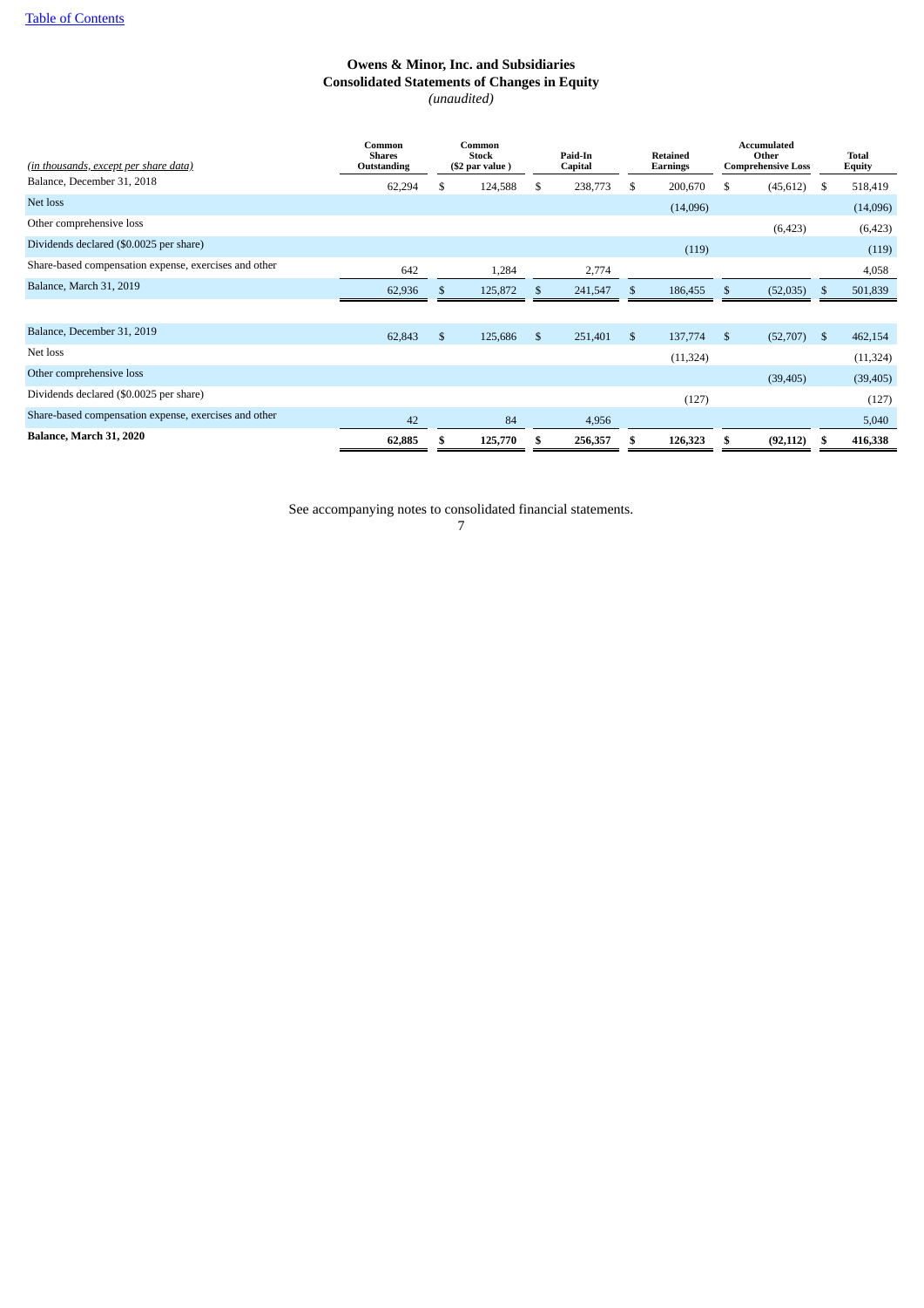[Table of Contents](#)

# Owens & Minor, Inc. and Subsidiaries
## Consolidated Statements of Changes in Equity
*(unaudited)*

| *(in thousands, except per share data)* | Common Shares Outstanding | Common Stock ($2 par value ) | Paid-In Capital | Retained Earnings | Accumulated Other Comprehensive Loss | Total Equity |
|---|---|---|---|---|---|---|
| Balance, December 31, 2018 | 62,294 | $ 124,588 | $ 238,773 | $ 200,670 | $ (45,612) | $ 518,419 |
| Net loss | | | | (14,096) | | (14,096) |
| Other comprehensive loss | | | | | (6,423) | (6,423) |
| Dividends declared ($0.0025 per share) | | | | (119) | | (119) |
| Share-based compensation expense, exercises and other | 642 | 1,284 | 2,774 | | | 4,058 |
| Balance, March 31, 2019 | 62,936 | $ 125,872 | $ 241,547 | $ 186,455 | $ (52,035) | $ 501,839 |
| | | | | | | |
| Balance, December 31, 2019 | 62,843 | $ 125,686 | $ 251,401 | $ 137,774 | $ (52,707) | $ 462,154 |
| Net loss | | | | (11,324) | | (11,324) |
| Other comprehensive loss | | | | | (39,405) | (39,405) |
| Dividends declared ($0.0025 per share) | | | | (127) | | (127) |
| Share-based compensation expense, exercises and other | 42 | 84 | 4,956 | | | 5,040 |
| **Balance, March 31, 2020** | **62,885** | **$ 125,770** | **$ 256,357** | **$ 126,323** | **$ (92,112)** | **$ 416,338** |

See accompanying notes to consolidated financial statements.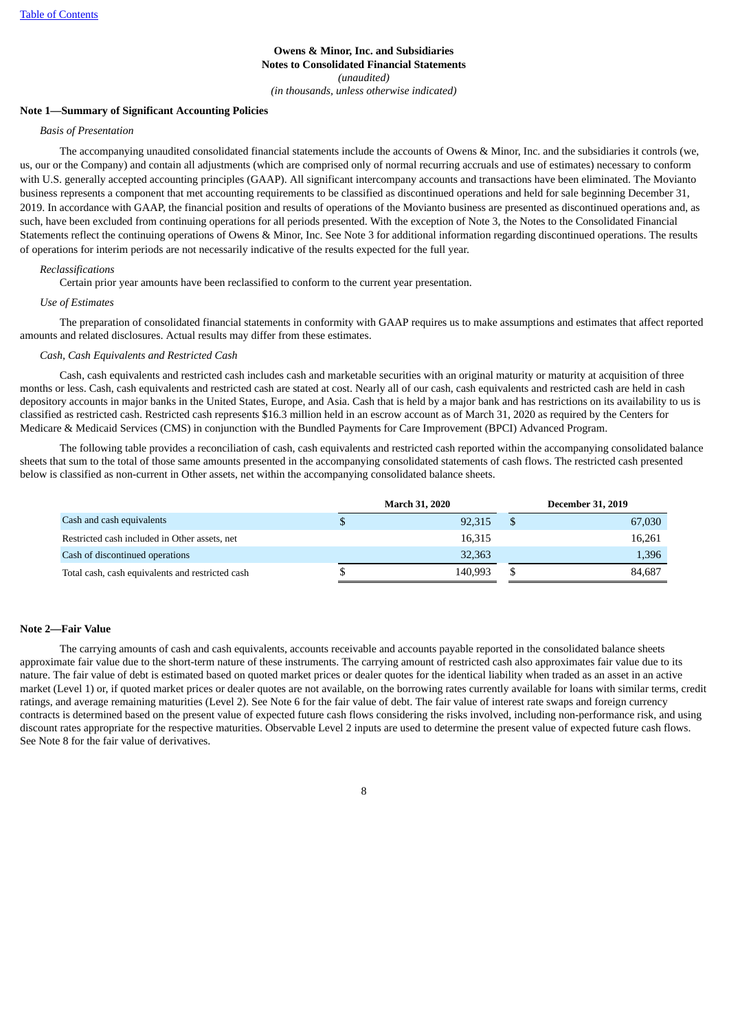**Owens & Minor, Inc. and Subsidiaries**
**Notes to Consolidated Financial Statements**
*(unaudited)*
*(in thousands, unless otherwise indicated)*

## Note 1—Summary of Significant Accounting Policies

*Basis of Presentation*

The accompanying unaudited consolidated financial statements include the accounts of Owens & Minor, Inc. and the subsidiaries it controls (we, us, our or the Company) and contain all adjustments (which are comprised only of normal recurring accruals and use of estimates) necessary to conform with U.S. generally accepted accounting principles (GAAP). All significant intercompany accounts and transactions have been eliminated. The Movianto business represents a component that met accounting requirements to be classified as discontinued operations and held for sale beginning December 31, 2019. In accordance with GAAP, the financial position and results of operations of the Movianto business are presented as discontinued operations and, as such, have been excluded from continuing operations for all periods presented. With the exception of Note 3, the Notes to the Consolidated Financial Statements reflect the continuing operations of Owens & Minor, Inc. See Note 3 for additional information regarding discontinued operations. The results of operations for interim periods are not necessarily indicative of the results expected for the full year.

*Reclassifications*

Certain prior year amounts have been reclassified to conform to the current year presentation.

*Use of Estimates*

The preparation of consolidated financial statements in conformity with GAAP requires us to make assumptions and estimates that affect reported amounts and related disclosures. Actual results may differ from these estimates.

*Cash, Cash Equivalents and Restricted Cash*

Cash, cash equivalents and restricted cash includes cash and marketable securities with an original maturity or maturity at acquisition of three months or less. Cash, cash equivalents and restricted cash are stated at cost. Nearly all of our cash, cash equivalents and restricted cash are held in cash depository accounts in major banks in the United States, Europe, and Asia. Cash that is held by a major bank and has restrictions on its availability to us is classified as restricted cash. Restricted cash represents $16.3 million held in an escrow account as of March 31, 2020 as required by the Centers for Medicare & Medicaid Services (CMS) in conjunction with the Bundled Payments for Care Improvement (BPCI) Advanced Program.

The following table provides a reconciliation of cash, cash equivalents and restricted cash reported within the accompanying consolidated balance sheets that sum to the total of those same amounts presented in the accompanying consolidated statements of cash flows. The restricted cash presented below is classified as non-current in Other assets, net within the accompanying consolidated balance sheets.

| | March 31, 2020 | December 31, 2019 |
|---|---|---|
| Cash and cash equivalents | $ 92,315 | $ 67,030 |
| Restricted cash included in Other assets, net | 16,315 | 16,261 |
| Cash of discontinued operations | 32,363 | 1,396 |
| Total cash, cash equivalents and restricted cash | $ 140,993 | $ 84,687 |

## Note 2—Fair Value

The carrying amounts of cash and cash equivalents, accounts receivable and accounts payable reported in the consolidated balance sheets approximate fair value due to the short-term nature of these instruments. The carrying amount of restricted cash also approximates fair value due to its nature. The fair value of debt is estimated based on quoted market prices or dealer quotes for the identical liability when traded as an asset in an active market (Level 1) or, if quoted market prices or dealer quotes are not available, on the borrowing rates currently available for loans with similar terms, credit ratings, and average remaining maturities (Level 2). See Note 6 for the fair value of debt. The fair value of interest rate swaps and foreign currency contracts is determined based on the present value of expected future cash flows considering the risks involved, including non-performance risk, and using discount rates appropriate for the respective maturities. Observable Level 2 inputs are used to determine the present value of expected future cash flows. See Note 8 for the fair value of derivatives.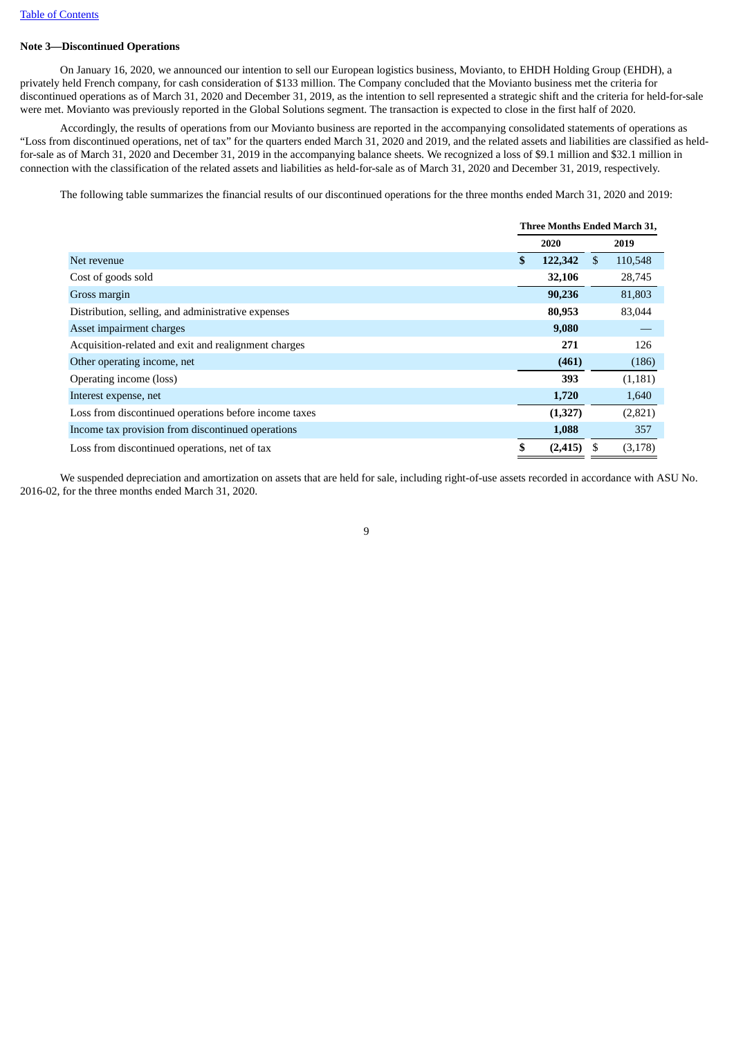Table of Contents

**Note 3—Discontinued Operations**

On January 16, 2020, we announced our intention to sell our European logistics business, Movianto, to EHDH Holding Group (EHDH), a privately held French company, for cash consideration of $133 million. The Company concluded that the Movianto business met the criteria for discontinued operations as of March 31, 2020 and December 31, 2019, as the intention to sell represented a strategic shift and the criteria for held-for-sale were met. Movianto was previously reported in the Global Solutions segment. The transaction is expected to close in the first half of 2020.

Accordingly, the results of operations from our Movianto business are reported in the accompanying consolidated statements of operations as "Loss from discontinued operations, net of tax" for the quarters ended March 31, 2020 and 2019, and the related assets and liabilities are classified as held-for-sale as of March 31, 2020 and December 31, 2019 in the accompanying balance sheets. We recognized a loss of $9.1 million and $32.1 million in connection with the classification of the related assets and liabilities as held-for-sale as of March 31, 2020 and December 31, 2019, respectively.

The following table summarizes the financial results of our discontinued operations for the three months ended March 31, 2020 and 2019:

| | Three Months Ended March 31, | |
|---|---|---|
| | **2020** | **2019** |
| Net revenue | **$ 122,342** | $ 110,548 |
| Cost of goods sold | **32,106** | 28,745 |
| Gross margin | **90,236** | 81,803 |
| Distribution, selling, and administrative expenses | **80,953** | 83,044 |
| Asset impairment charges | **9,080** | — |
| Acquisition-related and exit and realignment charges | **271** | 126 |
| Other operating income, net | **(461)** | (186) |
| Operating income (loss) | **393** | (1,181) |
| Interest expense, net | **1,720** | 1,640 |
| Loss from discontinued operations before income taxes | **(1,327)** | (2,821) |
| Income tax provision from discontinued operations | **1,088** | 357 |
| Loss from discontinued operations, net of tax | **$ (2,415)** | $ (3,178) |

We suspended depreciation and amortization on assets that are held for sale, including right-of-use assets recorded in accordance with ASU No. 2016-02, for the three months ended March 31, 2020.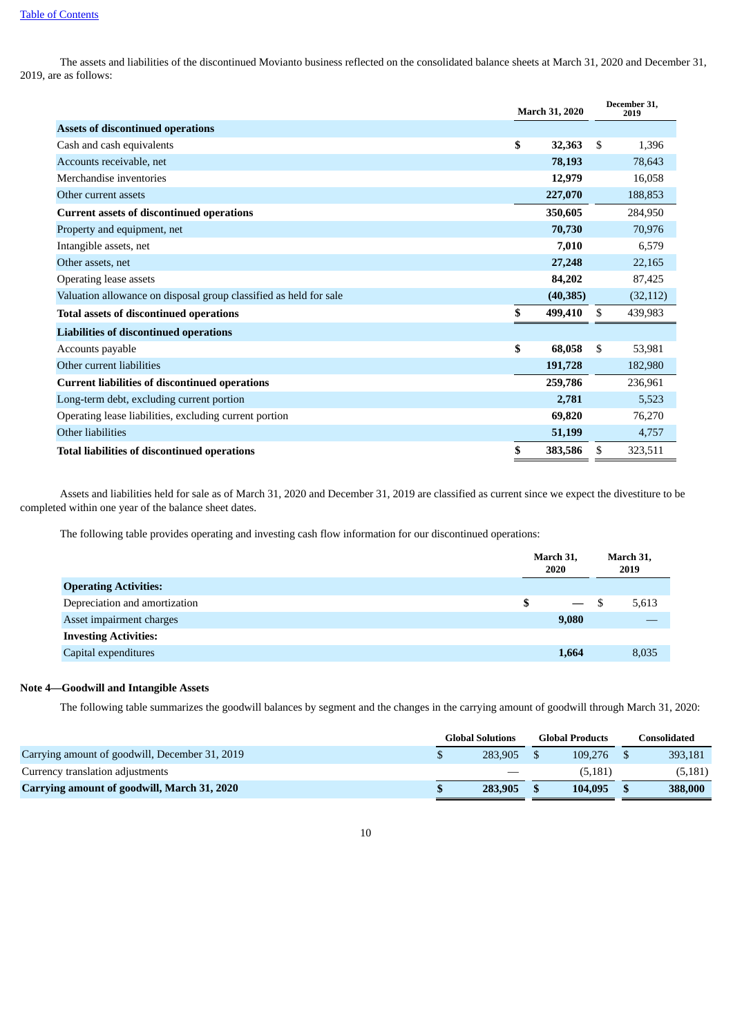The assets and liabilities of the discontinued Movianto business reflected on the consolidated balance sheets at March 31, 2020 and December 31, 2019, are as follows:

| | March 31, 2020 | December 31, 2019 |
|---|---|---|
| **Assets of discontinued operations** | | |
| Cash and cash equivalents | **$ 32,363** | $ 1,396 |
| Accounts receivable, net | **78,193** | 78,643 |
| Merchandise inventories | **12,979** | 16,058 |
| Other current assets | **227,070** | 188,853 |
| **Current assets of discontinued operations** | **350,605** | 284,950 |
| Property and equipment, net | **70,730** | 70,976 |
| Intangible assets, net | **7,010** | 6,579 |
| Other assets, net | **27,248** | 22,165 |
| Operating lease assets | **84,202** | 87,425 |
| Valuation allowance on disposal group classified as held for sale | **(40,385)** | (32,112) |
| **Total assets of discontinued operations** | **$ 499,410** | $ 439,983 |
| **Liabilities of discontinued operations** | | |
| Accounts payable | **$ 68,058** | $ 53,981 |
| Other current liabilities | **191,728** | 182,980 |
| **Current liabilities of discontinued operations** | **259,786** | 236,961 |
| Long-term debt, excluding current portion | **2,781** | 5,523 |
| Operating lease liabilities, excluding current portion | **69,820** | 76,270 |
| Other liabilities | **51,199** | 4,757 |
| **Total liabilities of discontinued operations** | **$ 383,586** | $ 323,511 |

Assets and liabilities held for sale as of March 31, 2020 and December 31, 2019 are classified as current since we expect the divestiture to be completed within one year of the balance sheet dates.

The following table provides operating and investing cash flow information for our discontinued operations:

| | March 31, 2020 | March 31, 2019 |
|---|---|---|
| **Operating Activities:** | | |
| Depreciation and amortization | **$ —** | $ 5,613 |
| Asset impairment charges | **9,080** | — |
| **Investing Activities:** | | |
| Capital expenditures | **1,664** | 8,035 |

**Note 4—Goodwill and Intangible Assets**

The following table summarizes the goodwill balances by segment and the changes in the carrying amount of goodwill through March 31, 2020:

| | Global Solutions | Global Products | Consolidated |
|---|---|---|---|
| Carrying amount of goodwill, December 31, 2019 | $ 283,905 | $ 109,276 | $ 393,181 |
| Currency translation adjustments | — | (5,181) | (5,181) |
| **Carrying amount of goodwill, March 31, 2020** | **$ 283,905** | **$ 104,095** | **$ 388,000** |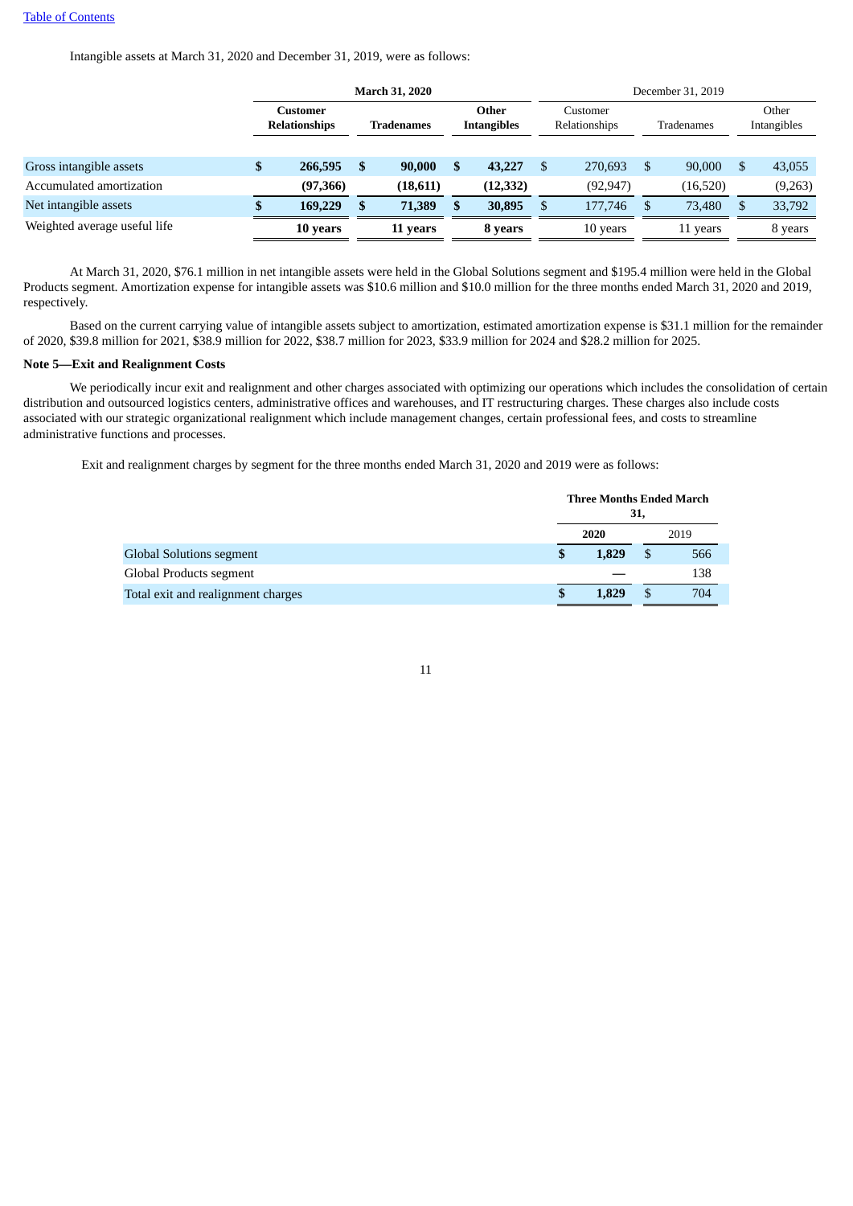Intangible assets at March 31, 2020 and December 31, 2019, were as follows:

| | March 31, 2020 | | | December 31, 2019 | | |
|---|---|---|---|---|---|---|
| | **Customer Relationships** | **Tradenames** | **Other Intangibles** | Customer Relationships | Tradenames | Other Intangibles |
| Gross intangible assets | **$ 266,595** | **$ 90,000** | **$ 43,227** | $ 270,693 | $ 90,000 | $ 43,055 |
| Accumulated amortization | **(97,366)** | **(18,611)** | **(12,332)** | (92,947) | (16,520) | (9,263) |
| Net intangible assets | **$ 169,229** | **$ 71,389** | **$ 30,895** | $ 177,746 | $ 73,480 | $ 33,792 |
| Weighted average useful life | **10 years** | **11 years** | **8 years** | 10 years | 11 years | 8 years |

At March 31, 2020, $76.1 million in net intangible assets were held in the Global Solutions segment and $195.4 million were held in the Global Products segment. Amortization expense for intangible assets was $10.6 million and $10.0 million for the three months ended March 31, 2020 and 2019, respectively.

Based on the current carrying value of intangible assets subject to amortization, estimated amortization expense is $31.1 million for the remainder of 2020, $39.8 million for 2021, $38.9 million for 2022, $38.7 million for 2023, $33.9 million for 2024 and $28.2 million for 2025.

**Note 5—Exit and Realignment Costs**

We periodically incur exit and realignment and other charges associated with optimizing our operations which includes the consolidation of certain distribution and outsourced logistics centers, administrative offices and warehouses, and IT restructuring charges. These charges also include costs associated with our strategic organizational realignment which include management changes, certain professional fees, and costs to streamline administrative functions and processes.

Exit and realignment charges by segment for the three months ended March 31, 2020 and 2019 were as follows:

| | Three Months Ended March 31, | |
|---|---|---|
| | **2020** | 2019 |
| Global Solutions segment | **$ 1,829** | $ 566 |
| Global Products segment | **—** | 138 |
| Total exit and realignment charges | **$ 1,829** | $ 704 |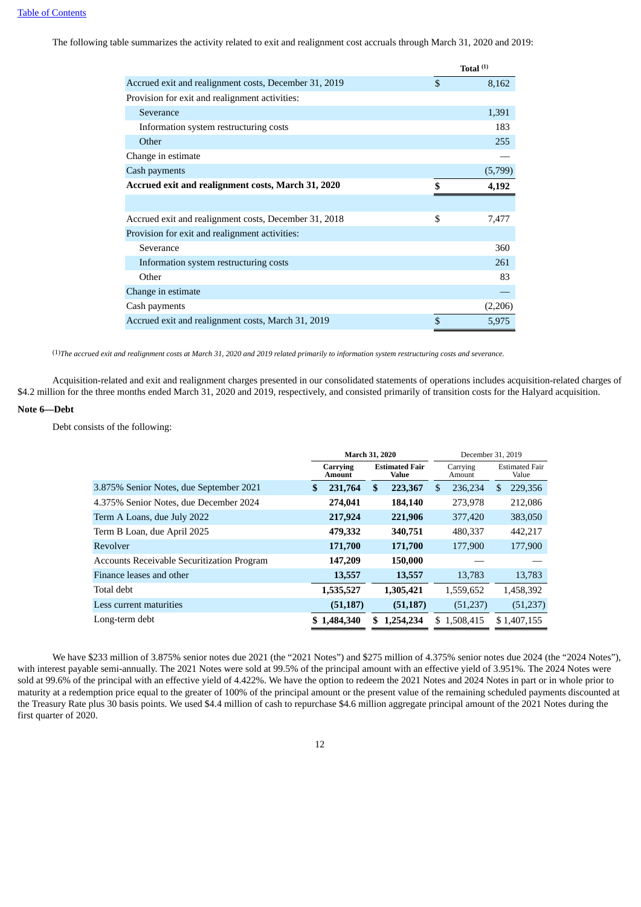[Table of Contents](#)

The following table summarizes the activity related to exit and realignment cost accruals through March 31, 2020 and 2019:

| | Total [(1)] |
|---|---|
| Accrued exit and realignment costs, December 31, 2019 | $ 8,162 |
| Provision for exit and realignment activities: | |
| Severance | 1,391 |
| Information system restructuring costs | 183 |
| Other | 255 |
| Change in estimate | — |
| Cash payments | (5,799) |
| **Accrued exit and realignment costs, March 31, 2020** | **$ 4,192** |
| | |
| Accrued exit and realignment costs, December 31, 2018 | $ 7,477 |
| Provision for exit and realignment activities: | |
| Severance | 360 |
| Information system restructuring costs | 261 |
| Other | 83 |
| Change in estimate | — |
| Cash payments | (2,206) |
| Accrued exit and realignment costs, March 31, 2019 | $ 5,975 |

(1)*The accrued exit and realignment costs at March 31, 2020 and 2019 related primarily to information system restructuring costs and severance.*

Acquisition-related and exit and realignment charges presented in our consolidated statements of operations includes acquisition-related charges of $4.2 million for the three months ended March 31, 2020 and 2019, respectively, and consisted primarily of transition costs for the Halyard acquisition.

**Note 6—Debt**

Debt consists of the following:

| | March 31, 2020 | | December 31, 2019 | |
|---|---|---|---|---|
| | Carrying Amount | Estimated Fair Value | Carrying Amount | Estimated Fair Value |
| 3.875% Senior Notes, due September 2021 | **$ 231,764** | **$ 223,367** | $ 236,234 | $ 229,356 |
| 4.375% Senior Notes, due December 2024 | **274,041** | **184,140** | 273,978 | 212,086 |
| Term A Loans, due July 2022 | **217,924** | **221,906** | 377,420 | 383,050 |
| Term B Loan, due April 2025 | **479,332** | **340,751** | 480,337 | 442,217 |
| Revolver | **171,700** | **171,700** | 177,900 | 177,900 |
| Accounts Receivable Securitization Program | **147,209** | **150,000** | — | — |
| Finance leases and other | **13,557** | **13,557** | 13,783 | 13,783 |
| Total debt | **1,535,527** | **1,305,421** | 1,559,652 | 1,458,392 |
| Less current maturities | **(51,187)** | **(51,187)** | (51,237) | (51,237) |
| Long-term debt | **$ 1,484,340** | **$ 1,254,234** | $ 1,508,415 | $ 1,407,155 |

We have $233 million of 3.875% senior notes due 2021 (the "2021 Notes") and $275 million of 4.375% senior notes due 2024 (the "2024 Notes"), with interest payable semi-annually. The 2021 Notes were sold at 99.5% of the principal amount with an effective yield of 3.951%. The 2024 Notes were sold at 99.6% of the principal with an effective yield of 4.422%. We have the option to redeem the 2021 Notes and 2024 Notes in part or in whole prior to maturity at a redemption price equal to the greater of 100% of the principal amount or the present value of the remaining scheduled payments discounted at the Treasury Rate plus 30 basis points. We used $4.4 million of cash to repurchase $4.6 million aggregate principal amount of the 2021 Notes during the first quarter of 2020.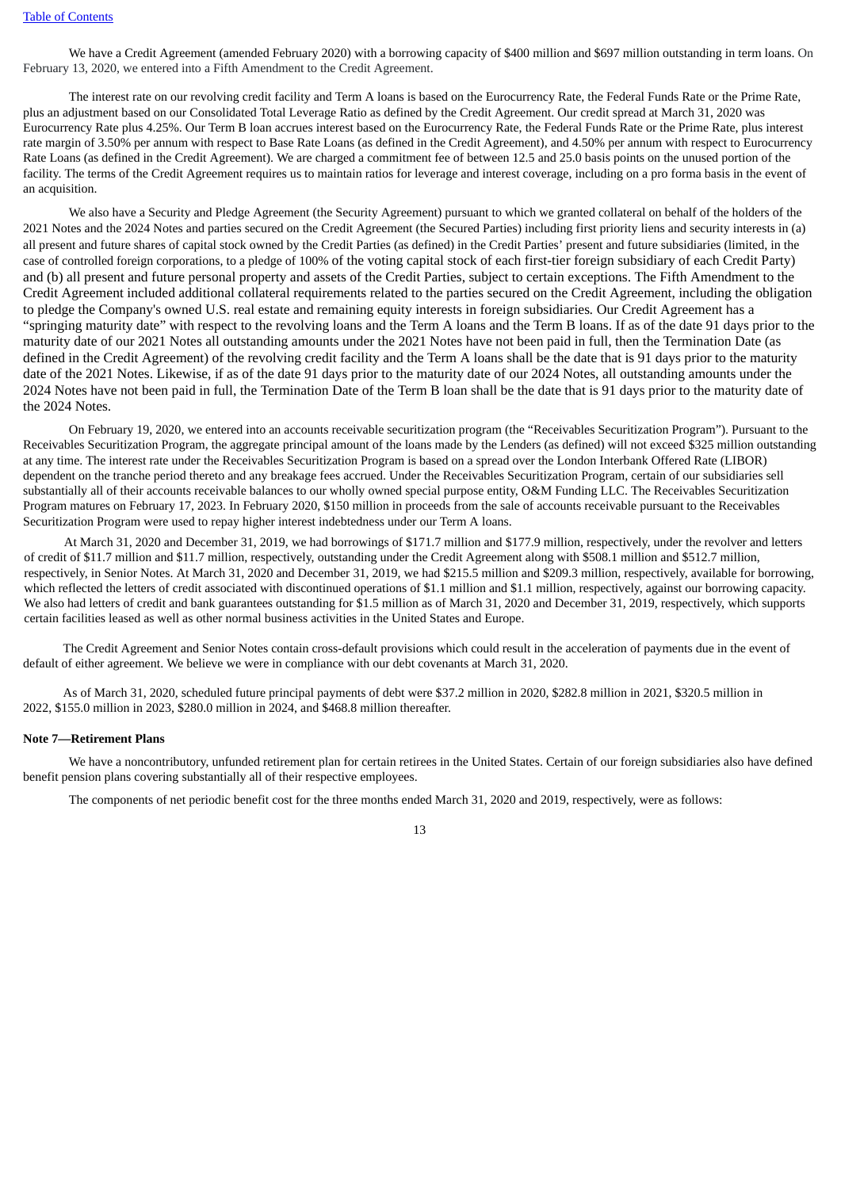We have a Credit Agreement (amended February 2020) with a borrowing capacity of $400 million and $697 million outstanding in term loans. On February 13, 2020, we entered into a Fifth Amendment to the Credit Agreement.

The interest rate on our revolving credit facility and Term A loans is based on the Eurocurrency Rate, the Federal Funds Rate or the Prime Rate, plus an adjustment based on our Consolidated Total Leverage Ratio as defined by the Credit Agreement. Our credit spread at March 31, 2020 was Eurocurrency Rate plus 4.25%. Our Term B loan accrues interest based on the Eurocurrency Rate, the Federal Funds Rate or the Prime Rate, plus interest rate margin of 3.50% per annum with respect to Base Rate Loans (as defined in the Credit Agreement), and 4.50% per annum with respect to Eurocurrency Rate Loans (as defined in the Credit Agreement). We are charged a commitment fee of between 12.5 and 25.0 basis points on the unused portion of the facility. The terms of the Credit Agreement requires us to maintain ratios for leverage and interest coverage, including on a pro forma basis in the event of an acquisition.

We also have a Security and Pledge Agreement (the Security Agreement) pursuant to which we granted collateral on behalf of the holders of the 2021 Notes and the 2024 Notes and parties secured on the Credit Agreement (the Secured Parties) including first priority liens and security interests in (a) all present and future shares of capital stock owned by the Credit Parties (as defined) in the Credit Parties' present and future subsidiaries (limited, in the case of controlled foreign corporations, to a pledge of 100% of the voting capital stock of each first-tier foreign subsidiary of each Credit Party) and (b) all present and future personal property and assets of the Credit Parties, subject to certain exceptions. The Fifth Amendment to the Credit Agreement included additional collateral requirements related to the parties secured on the Credit Agreement, including the obligation to pledge the Company's owned U.S. real estate and remaining equity interests in foreign subsidiaries. Our Credit Agreement has a "springing maturity date" with respect to the revolving loans and the Term A loans and the Term B loans. If as of the date 91 days prior to the maturity date of our 2021 Notes all outstanding amounts under the 2021 Notes have not been paid in full, then the Termination Date (as defined in the Credit Agreement) of the revolving credit facility and the Term A loans shall be the date that is 91 days prior to the maturity date of the 2021 Notes. Likewise, if as of the date 91 days prior to the maturity date of our 2024 Notes, all outstanding amounts under the 2024 Notes have not been paid in full, the Termination Date of the Term B loan shall be the date that is 91 days prior to the maturity date of the 2024 Notes.

On February 19, 2020, we entered into an accounts receivable securitization program (the "Receivables Securitization Program"). Pursuant to the Receivables Securitization Program, the aggregate principal amount of the loans made by the Lenders (as defined) will not exceed $325 million outstanding at any time. The interest rate under the Receivables Securitization Program is based on a spread over the London Interbank Offered Rate (LIBOR) dependent on the tranche period thereto and any breakage fees accrued. Under the Receivables Securitization Program, certain of our subsidiaries sell substantially all of their accounts receivable balances to our wholly owned special purpose entity, O&M Funding LLC. The Receivables Securitization Program matures on February 17, 2023. In February 2020, $150 million in proceeds from the sale of accounts receivable pursuant to the Receivables Securitization Program were used to repay higher interest indebtedness under our Term A loans.

At March 31, 2020 and December 31, 2019, we had borrowings of $171.7 million and $177.9 million, respectively, under the revolver and letters of credit of $11.7 million and $11.7 million, respectively, outstanding under the Credit Agreement along with $508.1 million and $512.7 million, respectively, in Senior Notes. At March 31, 2020 and December 31, 2019, we had $215.5 million and $209.3 million, respectively, available for borrowing, which reflected the letters of credit associated with discontinued operations of $1.1 million and $1.1 million, respectively, against our borrowing capacity. We also had letters of credit and bank guarantees outstanding for $1.5 million as of March 31, 2020 and December 31, 2019, respectively, which supports certain facilities leased as well as other normal business activities in the United States and Europe.

The Credit Agreement and Senior Notes contain cross-default provisions which could result in the acceleration of payments due in the event of default of either agreement. We believe we were in compliance with our debt covenants at March 31, 2020.

As of March 31, 2020, scheduled future principal payments of debt were $37.2 million in 2020, $282.8 million in 2021, $320.5 million in 2022, $155.0 million in 2023, $280.0 million in 2024, and $468.8 million thereafter.

**Note 7—Retirement Plans**

We have a noncontributory, unfunded retirement plan for certain retirees in the United States. Certain of our foreign subsidiaries also have defined benefit pension plans covering substantially all of their respective employees.

The components of net periodic benefit cost for the three months ended March 31, 2020 and 2019, respectively, were as follows: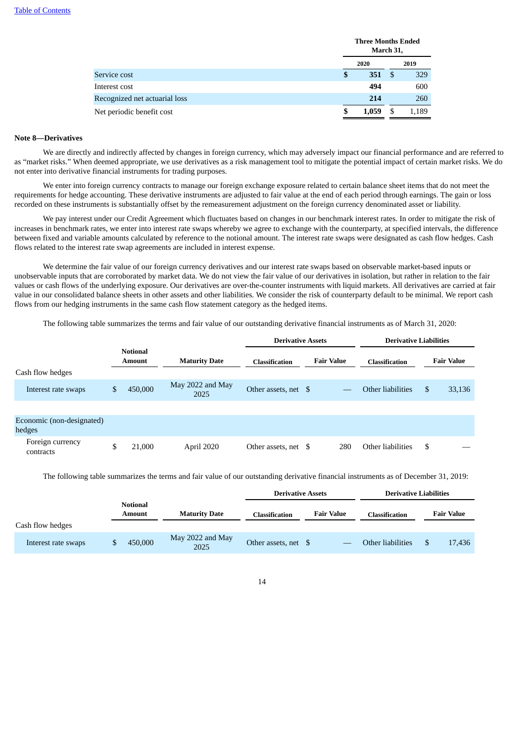| | Three Months Ended March 31, | |
|---|---|---|
| | **2020** | 2019 |
| Service cost | **$ 351** | $ 329 |
| Interest cost | **494** | 600 |
| Recognized net actuarial loss | **214** | 260 |
| Net periodic benefit cost | **$ 1,059** | $ 1,189 |

**Note 8—Derivatives**

We are directly and indirectly affected by changes in foreign currency, which may adversely impact our financial performance and are referred to as "market risks." When deemed appropriate, we use derivatives as a risk management tool to mitigate the potential impact of certain market risks. We do not enter into derivative financial instruments for trading purposes.

We enter into foreign currency contracts to manage our foreign exchange exposure related to certain balance sheet items that do not meet the requirements for hedge accounting. These derivative instruments are adjusted to fair value at the end of each period through earnings. The gain or loss recorded on these instruments is substantially offset by the remeasurement adjustment on the foreign currency denominated asset or liability.

We pay interest under our Credit Agreement which fluctuates based on changes in our benchmark interest rates. In order to mitigate the risk of increases in benchmark rates, we enter into interest rate swaps whereby we agree to exchange with the counterparty, at specified intervals, the difference between fixed and variable amounts calculated by reference to the notional amount. The interest rate swaps were designated as cash flow hedges. Cash flows related to the interest rate swap agreements are included in interest expense.

We determine the fair value of our foreign currency derivatives and our interest rate swaps based on observable market-based inputs or unobservable inputs that are corroborated by market data. We do not view the fair value of our derivatives in isolation, but rather in relation to the fair values or cash flows of the underlying exposure. Our derivatives are over-the-counter instruments with liquid markets. All derivatives are carried at fair value in our consolidated balance sheets in other assets and other liabilities. We consider the risk of counterparty default to be minimal. We report cash flows from our hedging instruments in the same cash flow statement category as the hedged items.

The following table summarizes the terms and fair value of our outstanding derivative financial instruments as of March 31, 2020:

| | | | Derivative Assets | | Derivative Liabilities | |
|---|---|---|---|---|---|---|
| | Notional Amount | Maturity Date | Classification | Fair Value | Classification | Fair Value |
| Cash flow hedges | | | | | | |
| Interest rate swaps | $ 450,000 | May 2022 and May 2025 | Other assets, net | $ — | Other liabilities | $ 33,136 |
| Economic (non-designated) hedges | | | | | | |
| Foreign currency contracts | $ 21,000 | April 2020 | Other assets, net | $ 280 | Other liabilities | $ — |

The following table summarizes the terms and fair value of our outstanding derivative financial instruments as of December 31, 2019:

| | | | Derivative Assets | | Derivative Liabilities | |
|---|---|---|---|---|---|---|
| | Notional Amount | Maturity Date | Classification | Fair Value | Classification | Fair Value |
| Cash flow hedges | | | | | | |
| Interest rate swaps | $ 450,000 | May 2022 and May 2025 | Other assets, net | $ — | Other liabilities | $ 17,436 |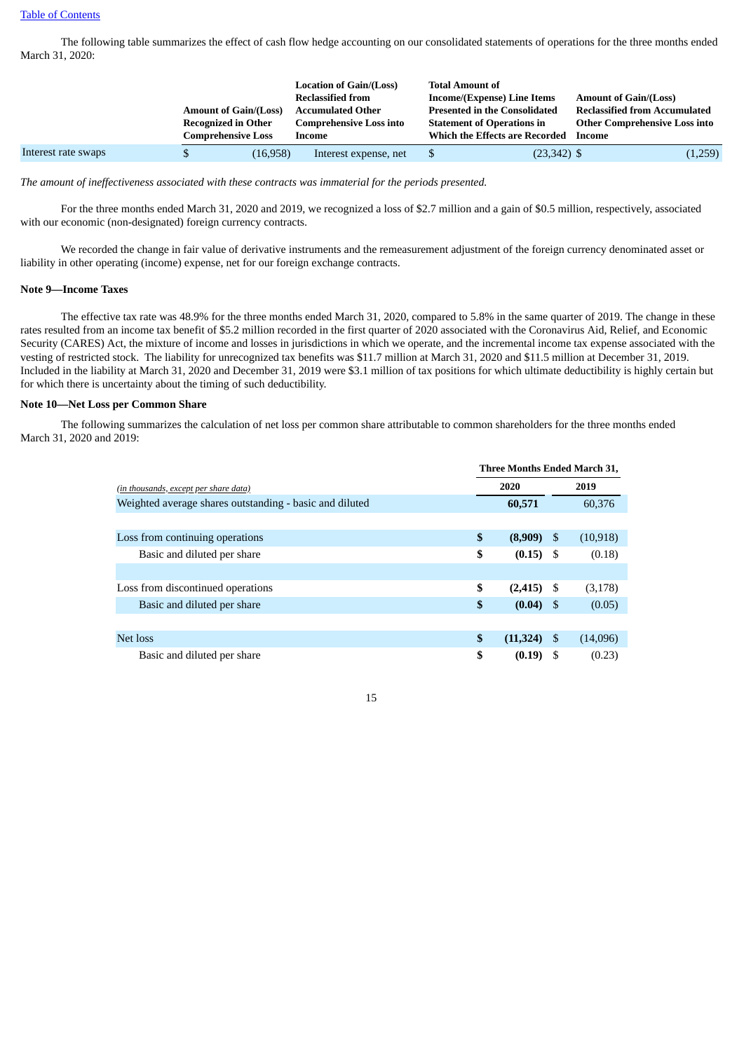[Table of Contents](#)

The following table summarizes the effect of cash flow hedge accounting on our consolidated statements of operations for the three months ended March 31, 2020:

| | Amount of Gain/(Loss) Recognized in Other Comprehensive Loss | Location of Gain/(Loss) Reclassified from Accumulated Other Comprehensive Loss into Income | Total Amount of Income/(Expense) Line Items Presented in the Consolidated Statement of Operations in Which the Effects are Recorded | Amount of Gain/(Loss) Reclassified from Accumulated Other Comprehensive Loss into Income |
|---|---|---|---|---|
| Interest rate swaps | $ (16,958) | Interest expense, net | $ (23,342) | $ (1,259) |

*The amount of ineffectiveness associated with these contracts was immaterial for the periods presented.*

For the three months ended March 31, 2020 and 2019, we recognized a loss of $2.7 million and a gain of $0.5 million, respectively, associated with our economic (non-designated) foreign currency contracts.

We recorded the change in fair value of derivative instruments and the remeasurement adjustment of the foreign currency denominated asset or liability in other operating (income) expense, net for our foreign exchange contracts.

**Note 9—Income Taxes**

The effective tax rate was 48.9% for the three months ended March 31, 2020, compared to 5.8% in the same quarter of 2019. The change in these rates resulted from an income tax benefit of $5.2 million recorded in the first quarter of 2020 associated with the Coronavirus Aid, Relief, and Economic Security (CARES) Act, the mixture of income and losses in jurisdictions in which we operate, and the incremental income tax expense associated with the vesting of restricted stock. The liability for unrecognized tax benefits was $11.7 million at March 31, 2020 and $11.5 million at December 31, 2019. Included in the liability at March 31, 2020 and December 31, 2019 were $3.1 million of tax positions for which ultimate deductibility is highly certain but for which there is uncertainty about the timing of such deductibility.

**Note 10—Net Loss per Common Share**

The following summarizes the calculation of net loss per common share attributable to common shareholders for the three months ended March 31, 2020 and 2019:

| *(in thousands, except per share data)* | Three Months Ended March 31, 2020 | Three Months Ended March 31, 2019 |
|---|---|---|
| Weighted average shares outstanding - basic and diluted | **60,571** | 60,376 |
| | | |
| Loss from continuing operations | **$ (8,909)** | $ (10,918) |
| Basic and diluted per share | **$ (0.15)** | $ (0.18) |
| | | |
| Loss from discontinued operations | **$ (2,415)** | $ (3,178) |
| Basic and diluted per share | **$ (0.04)** | $ (0.05) |
| | | |
| Net loss | **$ (11,324)** | $ (14,096) |
| Basic and diluted per share | **$ (0.19)** | $ (0.23) |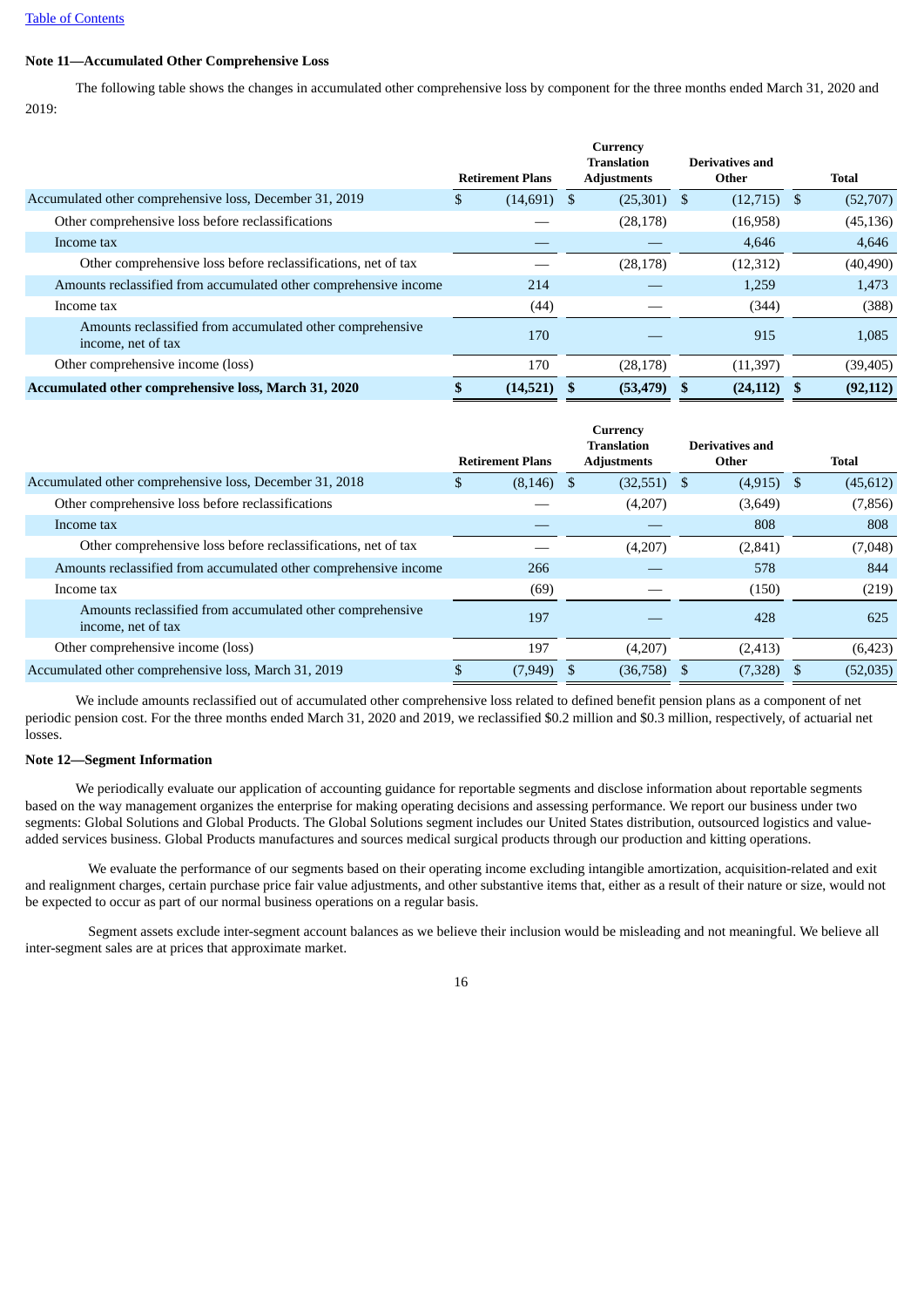[Table of Contents](#)

### Note 11—Accumulated Other Comprehensive Loss

The following table shows the changes in accumulated other comprehensive loss by component for the three months ended March 31, 2020 and 2019:

| | Retirement Plans | Currency Translation Adjustments | Derivatives and Other | Total |
|---|---|---|---|---|
| Accumulated other comprehensive loss, December 31, 2019 | $ (14,691) | $ (25,301) | $ (12,715) | $ (52,707) |
| Other comprehensive loss before reclassifications | — | (28,178) | (16,958) | (45,136) |
| Income tax | — | — | 4,646 | 4,646 |
| Other comprehensive loss before reclassifications, net of tax | — | (28,178) | (12,312) | (40,490) |
| Amounts reclassified from accumulated other comprehensive income | 214 | — | 1,259 | 1,473 |
| Income tax | (44) | — | (344) | (388) |
| Amounts reclassified from accumulated other comprehensive income, net of tax | 170 | — | 915 | 1,085 |
| Other comprehensive income (loss) | 170 | (28,178) | (11,397) | (39,405) |
| **Accumulated other comprehensive loss, March 31, 2020** | **$ (14,521)** | **$ (53,479)** | **$ (24,112)** | **$ (92,112)** |

| | Retirement Plans | Currency Translation Adjustments | Derivatives and Other | Total |
|---|---|---|---|---|
| Accumulated other comprehensive loss, December 31, 2018 | $ (8,146) | $ (32,551) | $ (4,915) | $ (45,612) |
| Other comprehensive loss before reclassifications | — | (4,207) | (3,649) | (7,856) |
| Income tax | — | — | 808 | 808 |
| Other comprehensive loss before reclassifications, net of tax | — | (4,207) | (2,841) | (7,048) |
| Amounts reclassified from accumulated other comprehensive income | 266 | — | 578 | 844 |
| Income tax | (69) | — | (150) | (219) |
| Amounts reclassified from accumulated other comprehensive income, net of tax | 197 | — | 428 | 625 |
| Other comprehensive income (loss) | 197 | (4,207) | (2,413) | (6,423) |
| Accumulated other comprehensive loss, March 31, 2019 | $ (7,949) | $ (36,758) | $ (7,328) | $ (52,035) |

We include amounts reclassified out of accumulated other comprehensive loss related to defined benefit pension plans as a component of net periodic pension cost. For the three months ended March 31, 2020 and 2019, we reclassified $0.2 million and $0.3 million, respectively, of actuarial net losses.

### Note 12—Segment Information

We periodically evaluate our application of accounting guidance for reportable segments and disclose information about reportable segments based on the way management organizes the enterprise for making operating decisions and assessing performance. We report our business under two segments: Global Solutions and Global Products. The Global Solutions segment includes our United States distribution, outsourced logistics and value-added services business. Global Products manufactures and sources medical surgical products through our production and kitting operations.

We evaluate the performance of our segments based on their operating income excluding intangible amortization, acquisition-related and exit and realignment charges, certain purchase price fair value adjustments, and other substantive items that, either as a result of their nature or size, would not be expected to occur as part of our normal business operations on a regular basis.

Segment assets exclude inter-segment account balances as we believe their inclusion would be misleading and not meaningful. We believe all inter-segment sales are at prices that approximate market.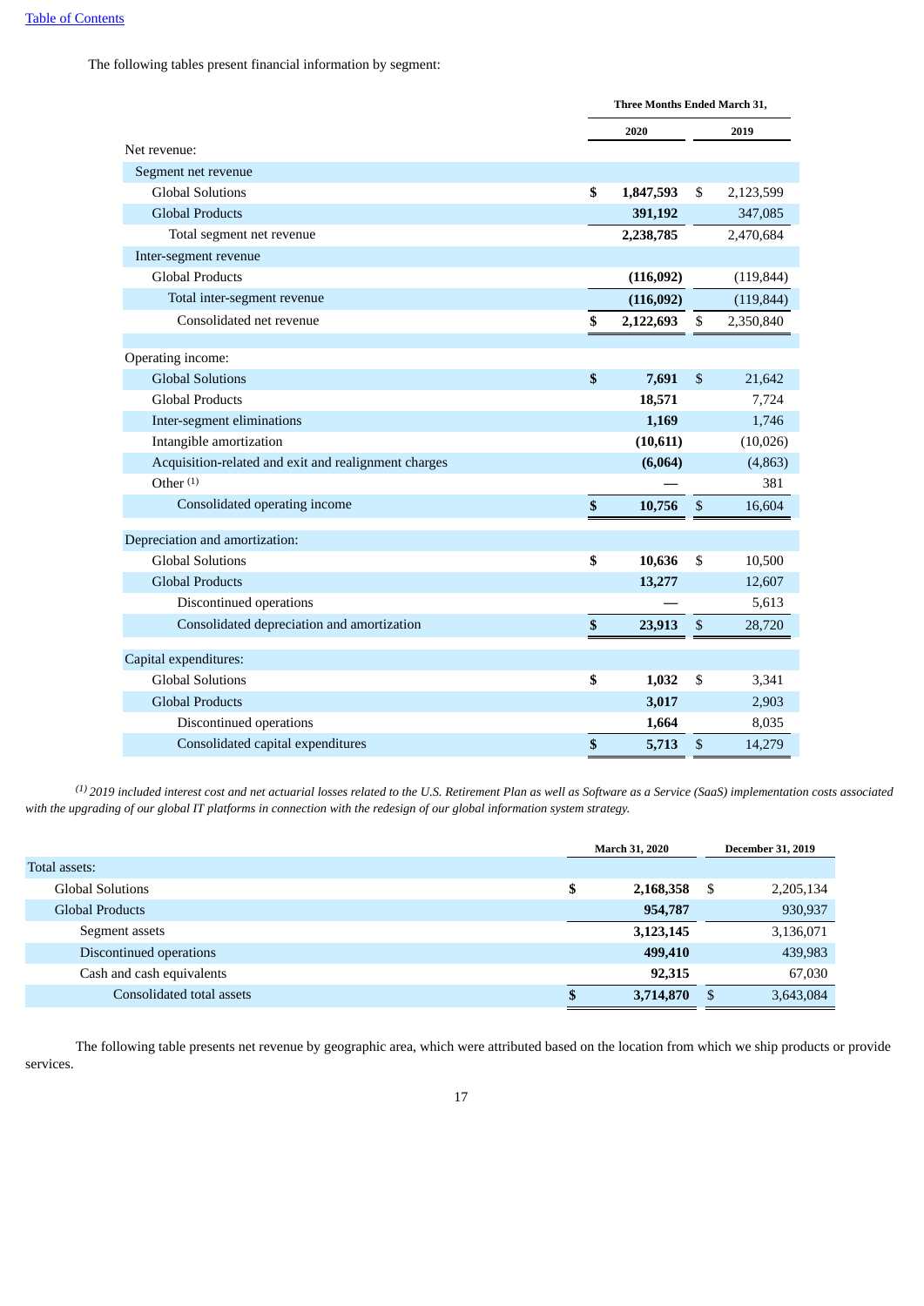The following tables present financial information by segment:

| | Three Months Ended March 31, | |
|---|---|---|
| | **2020** | **2019** |
| Net revenue: | | |
| Segment net revenue | | |
| Global Solutions | **$ 1,847,593** | $ 2,123,599 |
| Global Products | **391,192** | 347,085 |
| Total segment net revenue | **2,238,785** | 2,470,684 |
| Inter-segment revenue | | |
| Global Products | **(116,092)** | (119,844) |
| Total inter-segment revenue | **(116,092)** | (119,844) |
| Consolidated net revenue | **$ 2,122,693** | $ 2,350,840 |
| | | |
| Operating income: | | |
| Global Solutions | **$ 7,691** | $ 21,642 |
| Global Products | **18,571** | 7,724 |
| Inter-segment eliminations | **1,169** | 1,746 |
| Intangible amortization | **(10,611)** | (10,026) |
| Acquisition-related and exit and realignment charges | **(6,064)** | (4,863) |
| Other [1] | **—** | 381 |
| Consolidated operating income | **$ 10,756** | $ 16,604 |
| | | |
| Depreciation and amortization: | | |
| Global Solutions | **$ 10,636** | $ 10,500 |
| Global Products | **13,277** | 12,607 |
| Discontinued operations | **—** | 5,613 |
| Consolidated depreciation and amortization | **$ 23,913** | $ 28,720 |
| | | |
| Capital expenditures: | | |
| Global Solutions | **$ 1,032** | $ 3,341 |
| Global Products | **3,017** | 2,903 |
| Discontinued operations | **1,664** | 8,035 |
| Consolidated capital expenditures | **$ 5,713** | $ 14,279 |

*[1] 2019 included interest cost and net actuarial losses related to the U.S. Retirement Plan as well as Software as a Service (SaaS) implementation costs associated with the upgrading of our global IT platforms in connection with the redesign of our global information system strategy.*

| | March 31, 2020 | December 31, 2019 |
|---|---|---|
| Total assets: | | |
| Global Solutions | **$ 2,168,358** | $ 2,205,134 |
| Global Products | **954,787** | 930,937 |
| Segment assets | **3,123,145** | 3,136,071 |
| Discontinued operations | **499,410** | 439,983 |
| Cash and cash equivalents | **92,315** | 67,030 |
| Consolidated total assets | **$ 3,714,870** | $ 3,643,084 |

The following table presents net revenue by geographic area, which were attributed based on the location from which we ship products or provide services.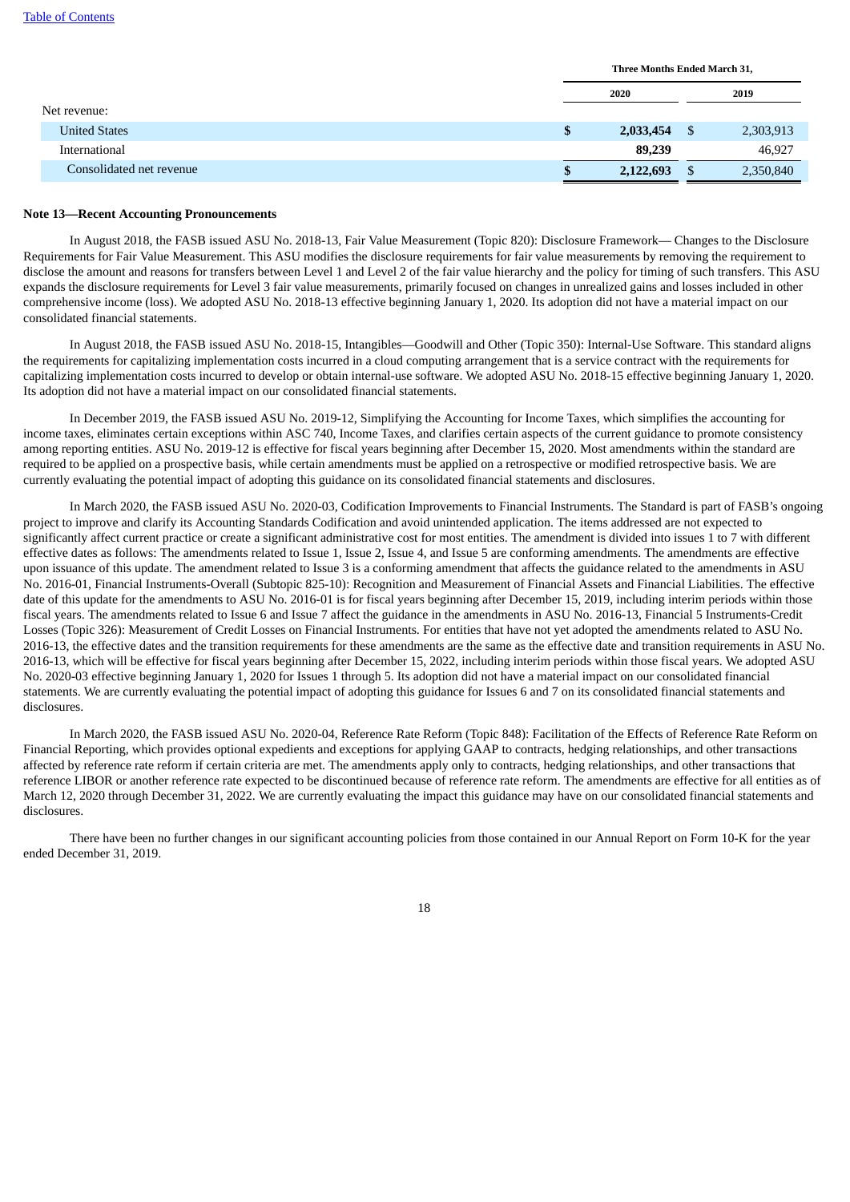| | Three Months Ended March 31, | |
|---|---|---|
| | 2020 | 2019 |
| Net revenue: | | |
| United States | **$ 2,033,454** | $ 2,303,913 |
| International | **89,239** | 46,927 |
| Consolidated net revenue | **$ 2,122,693** | $ 2,350,840 |

**Note 13—Recent Accounting Pronouncements**

In August 2018, the FASB issued ASU No. 2018-13, Fair Value Measurement (Topic 820): Disclosure Framework— Changes to the Disclosure Requirements for Fair Value Measurement. This ASU modifies the disclosure requirements for fair value measurements by removing the requirement to disclose the amount and reasons for transfers between Level 1 and Level 2 of the fair value hierarchy and the policy for timing of such transfers. This ASU expands the disclosure requirements for Level 3 fair value measurements, primarily focused on changes in unrealized gains and losses included in other comprehensive income (loss). We adopted ASU No. 2018-13 effective beginning January 1, 2020. Its adoption did not have a material impact on our consolidated financial statements.

In August 2018, the FASB issued ASU No. 2018-15, Intangibles—Goodwill and Other (Topic 350): Internal-Use Software. This standard aligns the requirements for capitalizing implementation costs incurred in a cloud computing arrangement that is a service contract with the requirements for capitalizing implementation costs incurred to develop or obtain internal-use software. We adopted ASU No. 2018-15 effective beginning January 1, 2020. Its adoption did not have a material impact on our consolidated financial statements.

In December 2019, the FASB issued ASU No. 2019-12, Simplifying the Accounting for Income Taxes, which simplifies the accounting for income taxes, eliminates certain exceptions within ASC 740, Income Taxes, and clarifies certain aspects of the current guidance to promote consistency among reporting entities. ASU No. 2019-12 is effective for fiscal years beginning after December 15, 2020. Most amendments within the standard are required to be applied on a prospective basis, while certain amendments must be applied on a retrospective or modified retrospective basis. We are currently evaluating the potential impact of adopting this guidance on its consolidated financial statements and disclosures.

In March 2020, the FASB issued ASU No. 2020-03, Codification Improvements to Financial Instruments. The Standard is part of FASB's ongoing project to improve and clarify its Accounting Standards Codification and avoid unintended application. The items addressed are not expected to significantly affect current practice or create a significant administrative cost for most entities. The amendment is divided into issues 1 to 7 with different effective dates as follows: The amendments related to Issue 1, Issue 2, Issue 4, and Issue 5 are conforming amendments. The amendments are effective upon issuance of this update. The amendment related to Issue 3 is a conforming amendment that affects the guidance related to the amendments in ASU No. 2016-01, Financial Instruments-Overall (Subtopic 825-10): Recognition and Measurement of Financial Assets and Financial Liabilities. The effective date of this update for the amendments to ASU No. 2016-01 is for fiscal years beginning after December 15, 2019, including interim periods within those fiscal years. The amendments related to Issue 6 and Issue 7 affect the guidance in the amendments in ASU No. 2016-13, Financial 5 Instruments-Credit Losses (Topic 326): Measurement of Credit Losses on Financial Instruments. For entities that have not yet adopted the amendments related to ASU No. 2016-13, the effective dates and the transition requirements for these amendments are the same as the effective date and transition requirements in ASU No. 2016-13, which will be effective for fiscal years beginning after December 15, 2022, including interim periods within those fiscal years. We adopted ASU No. 2020-03 effective beginning January 1, 2020 for Issues 1 through 5. Its adoption did not have a material impact on our consolidated financial statements. We are currently evaluating the potential impact of adopting this guidance for Issues 6 and 7 on its consolidated financial statements and disclosures.

In March 2020, the FASB issued ASU No. 2020-04, Reference Rate Reform (Topic 848): Facilitation of the Effects of Reference Rate Reform on Financial Reporting, which provides optional expedients and exceptions for applying GAAP to contracts, hedging relationships, and other transactions affected by reference rate reform if certain criteria are met. The amendments apply only to contracts, hedging relationships, and other transactions that reference LIBOR or another reference rate expected to be discontinued because of reference rate reform. The amendments are effective for all entities as of March 12, 2020 through December 31, 2022. We are currently evaluating the impact this guidance may have on our consolidated financial statements and disclosures.

There have been no further changes in our significant accounting policies from those contained in our Annual Report on Form 10-K for the year ended December 31, 2019.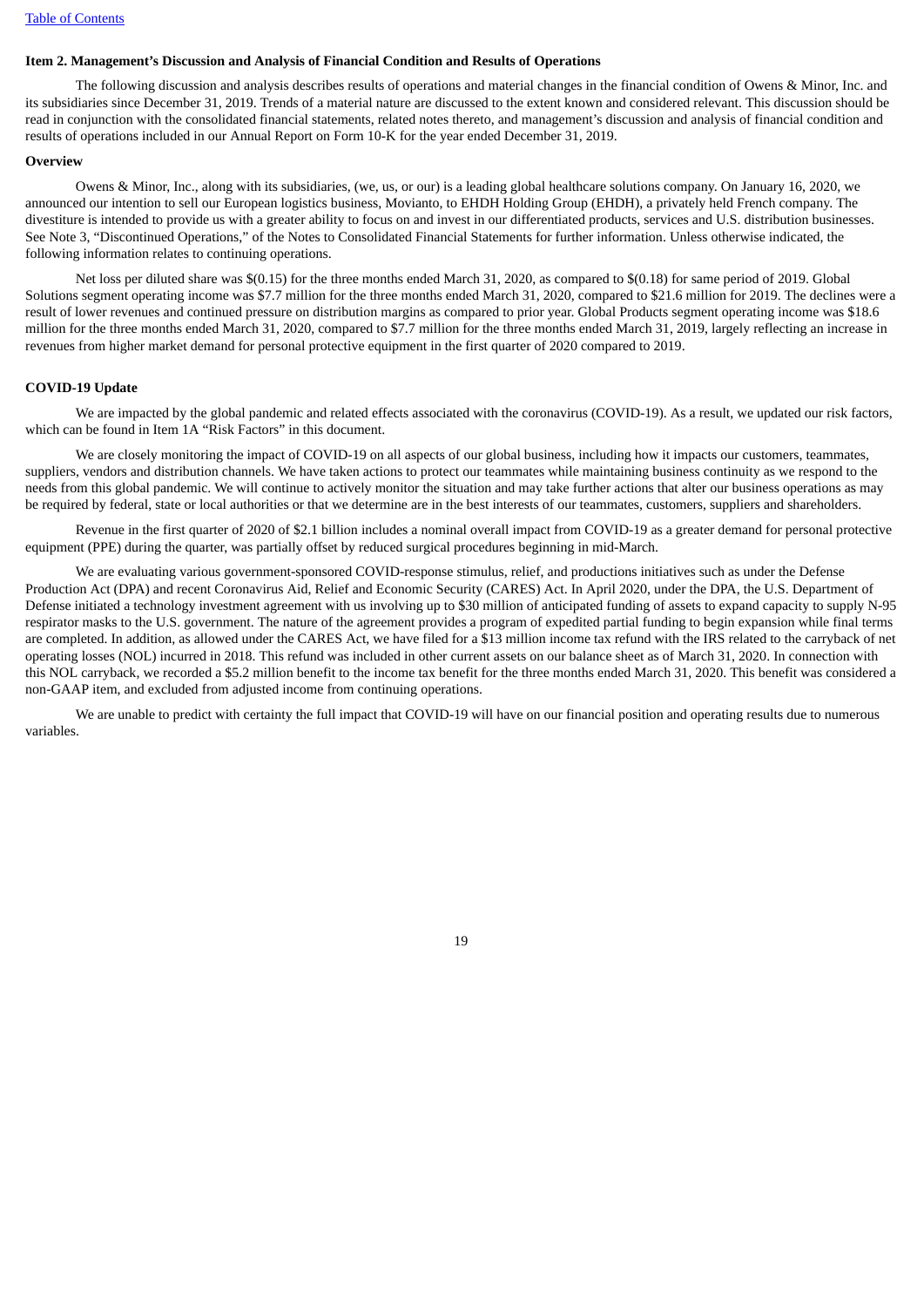### Item 2. Management's Discussion and Analysis of Financial Condition and Results of Operations

The following discussion and analysis describes results of operations and material changes in the financial condition of Owens & Minor, Inc. and its subsidiaries since December 31, 2019. Trends of a material nature are discussed to the extent known and considered relevant. This discussion should be read in conjunction with the consolidated financial statements, related notes thereto, and management's discussion and analysis of financial condition and results of operations included in our Annual Report on Form 10-K for the year ended December 31, 2019.

**Overview**

Owens & Minor, Inc., along with its subsidiaries, (we, us, or our) is a leading global healthcare solutions company. On January 16, 2020, we announced our intention to sell our European logistics business, Movianto, to EHDH Holding Group (EHDH), a privately held French company. The divestiture is intended to provide us with a greater ability to focus on and invest in our differentiated products, services and U.S. distribution businesses. See Note 3, "Discontinued Operations," of the Notes to Consolidated Financial Statements for further information. Unless otherwise indicated, the following information relates to continuing operations.

Net loss per diluted share was $(0.15) for the three months ended March 31, 2020, as compared to $(0.18) for same period of 2019. Global Solutions segment operating income was $7.7 million for the three months ended March 31, 2020, compared to $21.6 million for 2019. The declines were a result of lower revenues and continued pressure on distribution margins as compared to prior year. Global Products segment operating income was $18.6 million for the three months ended March 31, 2020, compared to $7.7 million for the three months ended March 31, 2019, largely reflecting an increase in revenues from higher market demand for personal protective equipment in the first quarter of 2020 compared to 2019.

**COVID-19 Update**

We are impacted by the global pandemic and related effects associated with the coronavirus (COVID-19). As a result, we updated our risk factors, which can be found in Item 1A "Risk Factors" in this document.

We are closely monitoring the impact of COVID-19 on all aspects of our global business, including how it impacts our customers, teammates, suppliers, vendors and distribution channels. We have taken actions to protect our teammates while maintaining business continuity as we respond to the needs from this global pandemic. We will continue to actively monitor the situation and may take further actions that alter our business operations as may be required by federal, state or local authorities or that we determine are in the best interests of our teammates, customers, suppliers and shareholders.

Revenue in the first quarter of 2020 of $2.1 billion includes a nominal overall impact from COVID-19 as a greater demand for personal protective equipment (PPE) during the quarter, was partially offset by reduced surgical procedures beginning in mid-March.

We are evaluating various government-sponsored COVID-response stimulus, relief, and productions initiatives such as under the Defense Production Act (DPA) and recent Coronavirus Aid, Relief and Economic Security (CARES) Act. In April 2020, under the DPA, the U.S. Department of Defense initiated a technology investment agreement with us involving up to $30 million of anticipated funding of assets to expand capacity to supply N-95 respirator masks to the U.S. government. The nature of the agreement provides a program of expedited partial funding to begin expansion while final terms are completed. In addition, as allowed under the CARES Act, we have filed for a $13 million income tax refund with the IRS related to the carryback of net operating losses (NOL) incurred in 2018. This refund was included in other current assets on our balance sheet as of March 31, 2020. In connection with this NOL carryback, we recorded a $5.2 million benefit to the income tax benefit for the three months ended March 31, 2020. This benefit was considered a non-GAAP item, and excluded from adjusted income from continuing operations.

We are unable to predict with certainty the full impact that COVID-19 will have on our financial position and operating results due to numerous variables.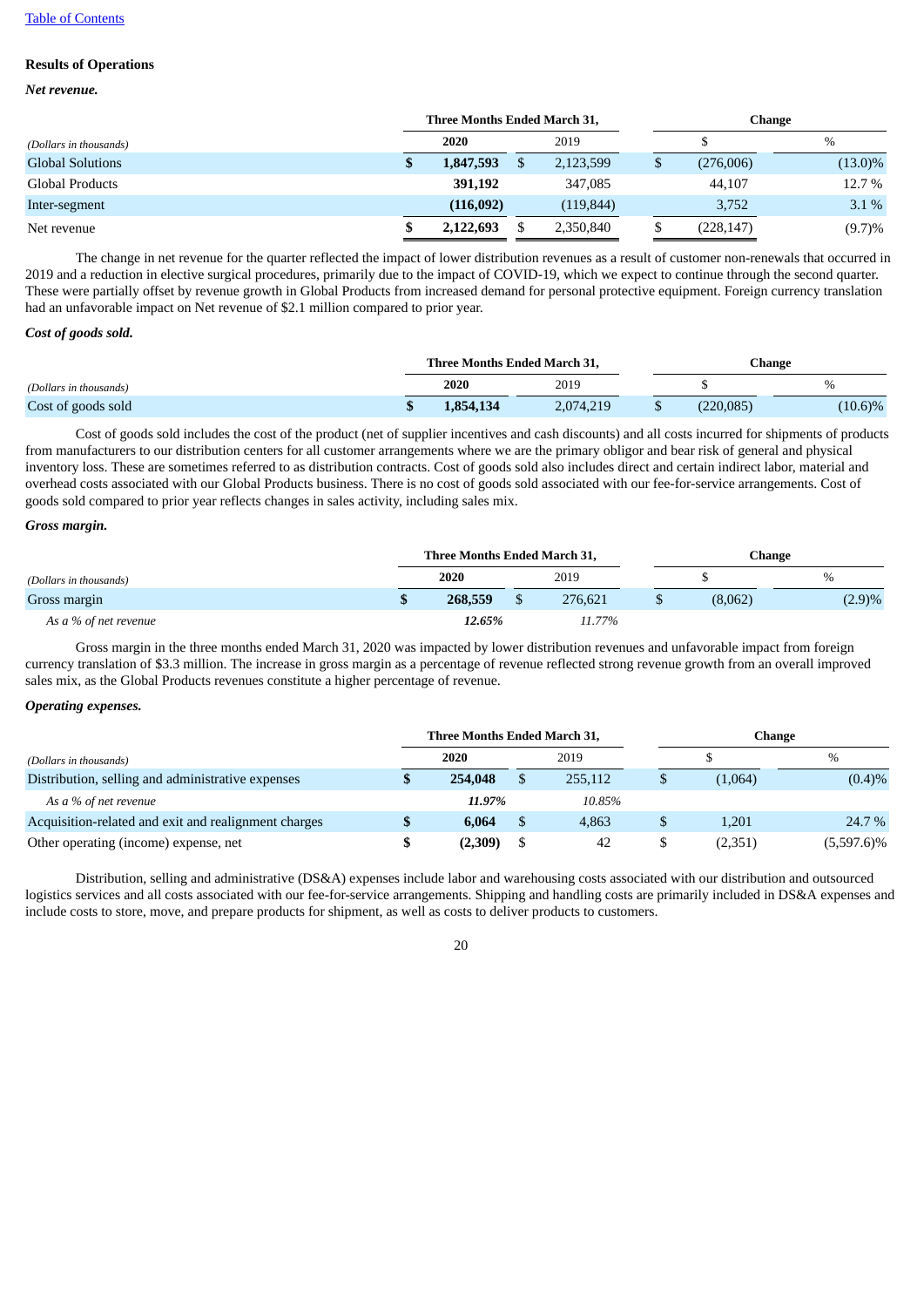[Table of Contents](#)

**Results of Operations**

***Net revenue.***

| *(Dollars in thousands)* | Three Months Ended March 31, 2020 | 2019 | Change $ | % |
|---|---|---|---|---|
| Global Solutions | **$ 1,847,593** | $ 2,123,599 | $ (276,006) | (13.0)% |
| Global Products | **391,192** | 347,085 | 44,107 | 12.7 % |
| Inter-segment | **(116,092)** | (119,844) | 3,752 | 3.1 % |
| Net revenue | **$ 2,122,693** | $ 2,350,840 | $ (228,147) | (9.7)% |

The change in net revenue for the quarter reflected the impact of lower distribution revenues as a result of customer non-renewals that occurred in 2019 and a reduction in elective surgical procedures, primarily due to the impact of COVID-19, which we expect to continue through the second quarter. These were partially offset by revenue growth in Global Products from increased demand for personal protective equipment. Foreign currency translation had an unfavorable impact on Net revenue of $2.1 million compared to prior year.

***Cost of goods sold.***

| *(Dollars in thousands)* | Three Months Ended March 31, 2020 | 2019 | Change $ | % |
|---|---|---|---|---|
| Cost of goods sold | **$ 1,854,134** | 2,074,219 | $ (220,085) | (10.6)% |

Cost of goods sold includes the cost of the product (net of supplier incentives and cash discounts) and all costs incurred for shipments of products from manufacturers to our distribution centers for all customer arrangements where we are the primary obligor and bear risk of general and physical inventory loss. These are sometimes referred to as distribution contracts. Cost of goods sold also includes direct and certain indirect labor, material and overhead costs associated with our Global Products business. There is no cost of goods sold associated with our fee-for-service arrangements. Cost of goods sold compared to prior year reflects changes in sales activity, including sales mix.

***Gross margin.***

| *(Dollars in thousands)* | Three Months Ended March 31, 2020 | 2019 | Change $ | % |
|---|---|---|---|---|
| Gross margin | **$ 268,559** | $ 276,621 | $ (8,062) | (2.9)% |
| *As a % of net revenue* | ***12.65%*** | *11.77%* | | |

Gross margin in the three months ended March 31, 2020 was impacted by lower distribution revenues and unfavorable impact from foreign currency translation of $3.3 million. The increase in gross margin as a percentage of revenue reflected strong revenue growth from an overall improved sales mix, as the Global Products revenues constitute a higher percentage of revenue.

***Operating expenses.***

| *(Dollars in thousands)* | Three Months Ended March 31, 2020 | 2019 | Change $ | % |
|---|---|---|---|---|
| Distribution, selling and administrative expenses | **$ 254,048** | $ 255,112 | $ (1,064) | (0.4)% |
| *As a % of net revenue* | ***11.97%*** | *10.85%* | | |
| Acquisition-related and exit and realignment charges | **$ 6,064** | $ 4,863 | $ 1,201 | 24.7 % |
| Other operating (income) expense, net | **$ (2,309)** | $ 42 | $ (2,351) | (5,597.6)% |

Distribution, selling and administrative (DS&A) expenses include labor and warehousing costs associated with our distribution and outsourced logistics services and all costs associated with our fee-for-service arrangements. Shipping and handling costs are primarily included in DS&A expenses and include costs to store, move, and prepare products for shipment, as well as costs to deliver products to customers.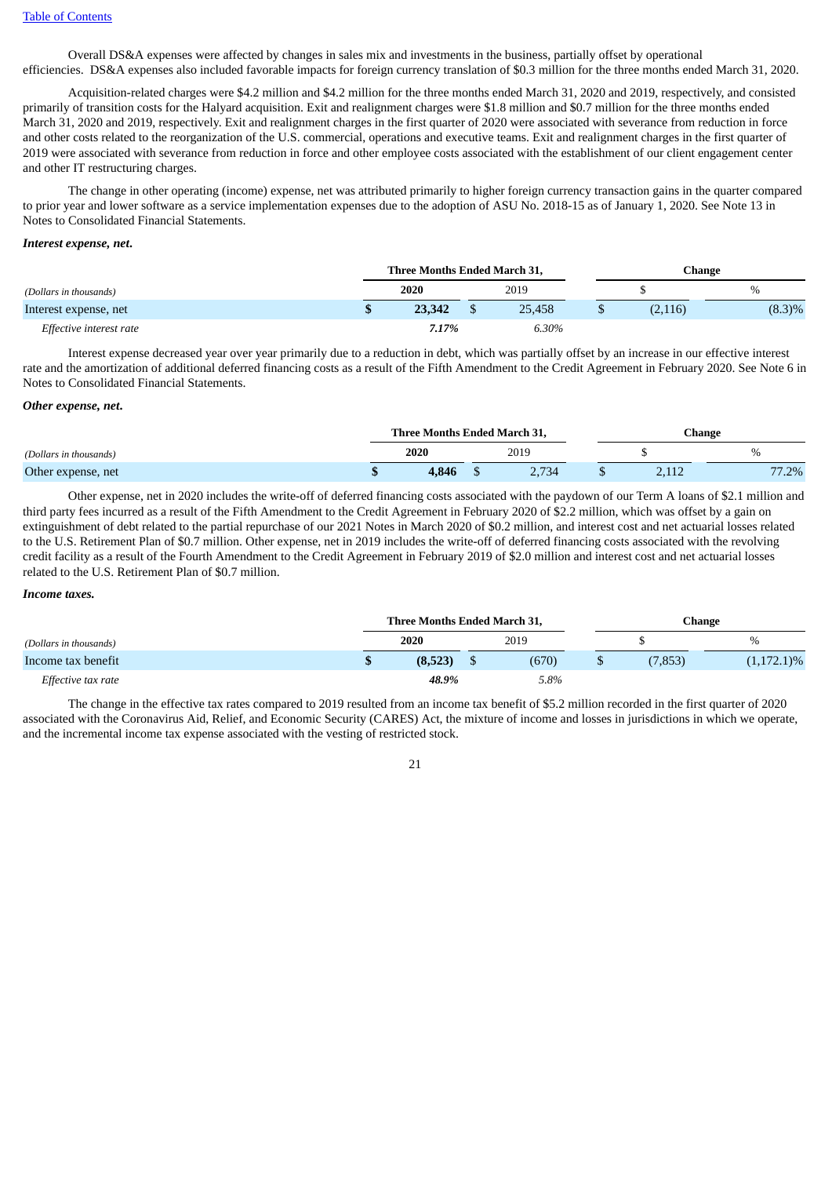[Table of Contents](#)

Overall DS&A expenses were affected by changes in sales mix and investments in the business, partially offset by operational efficiencies. DS&A expenses also included favorable impacts for foreign currency translation of $0.3 million for the three months ended March 31, 2020.

Acquisition-related charges were $4.2 million and $4.2 million for the three months ended March 31, 2020 and 2019, respectively, and consisted primarily of transition costs for the Halyard acquisition. Exit and realignment charges were $1.8 million and $0.7 million for the three months ended March 31, 2020 and 2019, respectively. Exit and realignment charges in the first quarter of 2020 were associated with severance from reduction in force and other costs related to the reorganization of the U.S. commercial, operations and executive teams. Exit and realignment charges in the first quarter of 2019 were associated with severance from reduction in force and other employee costs associated with the establishment of our client engagement center and other IT restructuring charges.

The change in other operating (income) expense, net was attributed primarily to higher foreign currency transaction gains in the quarter compared to prior year and lower software as a service implementation expenses due to the adoption of ASU No. 2018-15 as of January 1, 2020. See Note 13 in Notes to Consolidated Financial Statements.

***Interest expense, net.***

| | Three Months Ended March 31, | | Change | |
|---|---|---|---|---|
| *(Dollars in thousands)* | **2020** | 2019 | $ | % |
| Interest expense, net | **$ 23,342** | $ 25,458 | $ (2,116) | (8.3)% |
| *Effective interest rate* | ***7.17%*** | *6.30%* | | |

Interest expense decreased year over year primarily due to a reduction in debt, which was partially offset by an increase in our effective interest rate and the amortization of additional deferred financing costs as a result of the Fifth Amendment to the Credit Agreement in February 2020. See Note 6 in Notes to Consolidated Financial Statements.

***Other expense, net.***

| | Three Months Ended March 31, | | Change | |
|---|---|---|---|---|
| *(Dollars in thousands)* | **2020** | 2019 | $ | % |
| Other expense, net | **$ 4,846** | $ 2,734 | $ 2,112 | 77.2% |

Other expense, net in 2020 includes the write-off of deferred financing costs associated with the paydown of our Term A loans of $2.1 million and third party fees incurred as a result of the Fifth Amendment to the Credit Agreement in February 2020 of $2.2 million, which was offset by a gain on extinguishment of debt related to the partial repurchase of our 2021 Notes in March 2020 of $0.2 million, and interest cost and net actuarial losses related to the U.S. Retirement Plan of $0.7 million. Other expense, net in 2019 includes the write-off of deferred financing costs associated with the revolving credit facility as a result of the Fourth Amendment to the Credit Agreement in February 2019 of $2.0 million and interest cost and net actuarial losses related to the U.S. Retirement Plan of $0.7 million.

***Income taxes.***

| | Three Months Ended March 31, | | Change | |
|---|---|---|---|---|
| *(Dollars in thousands)* | **2020** | 2019 | $ | % |
| Income tax benefit | **$ (8,523)** | $ (670) | $ (7,853) | (1,172.1)% |
| *Effective tax rate* | ***48.9%*** | *5.8%* | | |

The change in the effective tax rates compared to 2019 resulted from an income tax benefit of $5.2 million recorded in the first quarter of 2020 associated with the Coronavirus Aid, Relief, and Economic Security (CARES) Act, the mixture of income and losses in jurisdictions in which we operate, and the incremental income tax expense associated with the vesting of restricted stock.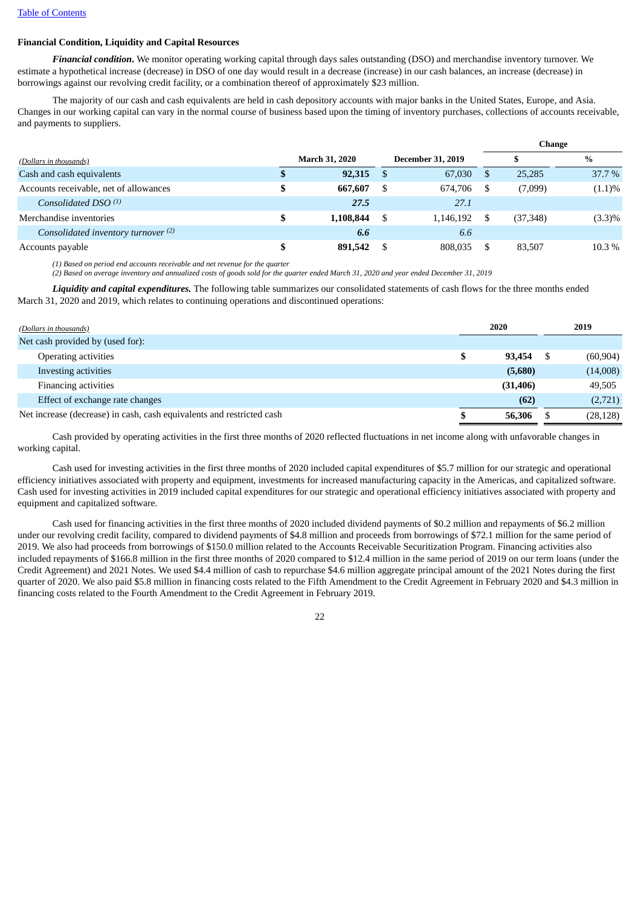[Table of Contents](#)

**Financial Condition, Liquidity and Capital Resources**

***Financial condition***. We monitor operating working capital through days sales outstanding (DSO) and merchandise inventory turnover. We estimate a hypothetical increase (decrease) in DSO of one day would result in a decrease (increase) in our cash balances, an increase (decrease) in borrowings against our revolving credit facility, or a combination thereof of approximately $23 million.

The majority of our cash and cash equivalents are held in cash depository accounts with major banks in the United States, Europe, and Asia. Changes in our working capital can vary in the normal course of business based upon the timing of inventory purchases, collections of accounts receivable, and payments to suppliers.

| *(Dollars in thousands)* | March 31, 2020 | December 31, 2019 | Change $ | Change % |
|---|---|---|---|---|
| Cash and cash equivalents | **$ 92,315** | $ 67,030 | $ 25,285 | 37.7 % |
| Accounts receivable, net of allowances | **$ 667,607** | $ 674,706 | $ (7,099) | (1.1)% |
| *Consolidated DSO [(1)]* | ***27.5*** | *27.1* | | |
| Merchandise inventories | **$ 1,108,844** | $ 1,146,192 | $ (37,348) | (3.3)% |
| *Consolidated inventory turnover [(2)]* | ***6.6*** | *6.6* | | |
| Accounts payable | **$ 891,542** | $ 808,035 | $ 83,507 | 10.3 % |

*(1) Based on period end accounts receivable and net revenue for the quarter*
*(2) Based on average inventory and annualized costs of goods sold for the quarter ended March 31, 2020 and year ended December 31, 2019*

***Liquidity and capital expenditures.*** The following table summarizes our consolidated statements of cash flows for the three months ended March 31, 2020 and 2019, which relates to continuing operations and discontinued operations:

| *(Dollars in thousands)* | 2020 | 2019 |
|---|---|---|
| Net cash provided by (used for): | | |
| Operating activities | **$ 93,454** | $ (60,904) |
| Investing activities | **(5,680)** | (14,008) |
| Financing activities | **(31,406)** | 49,505 |
| Effect of exchange rate changes | **(62)** | (2,721) |
| Net increase (decrease) in cash, cash equivalents and restricted cash | **$ 56,306** | $ (28,128) |

Cash provided by operating activities in the first three months of 2020 reflected fluctuations in net income along with unfavorable changes in working capital.

Cash used for investing activities in the first three months of 2020 included capital expenditures of $5.7 million for our strategic and operational efficiency initiatives associated with property and equipment, investments for increased manufacturing capacity in the Americas, and capitalized software. Cash used for investing activities in 2019 included capital expenditures for our strategic and operational efficiency initiatives associated with property and equipment and capitalized software.

Cash used for financing activities in the first three months of 2020 included dividend payments of $0.2 million and repayments of $6.2 million under our revolving credit facility, compared to dividend payments of $4.8 million and proceeds from borrowings of $72.1 million for the same period of 2019. We also had proceeds from borrowings of $150.0 million related to the Accounts Receivable Securitization Program. Financing activities also included repayments of $166.8 million in the first three months of 2020 compared to $12.4 million in the same period of 2019 on our term loans (under the Credit Agreement) and 2021 Notes. We used $4.4 million of cash to repurchase $4.6 million aggregate principal amount of the 2021 Notes during the first quarter of 2020. We also paid $5.8 million in financing costs related to the Fifth Amendment to the Credit Agreement in February 2020 and $4.3 million in financing costs related to the Fourth Amendment to the Credit Agreement in February 2019.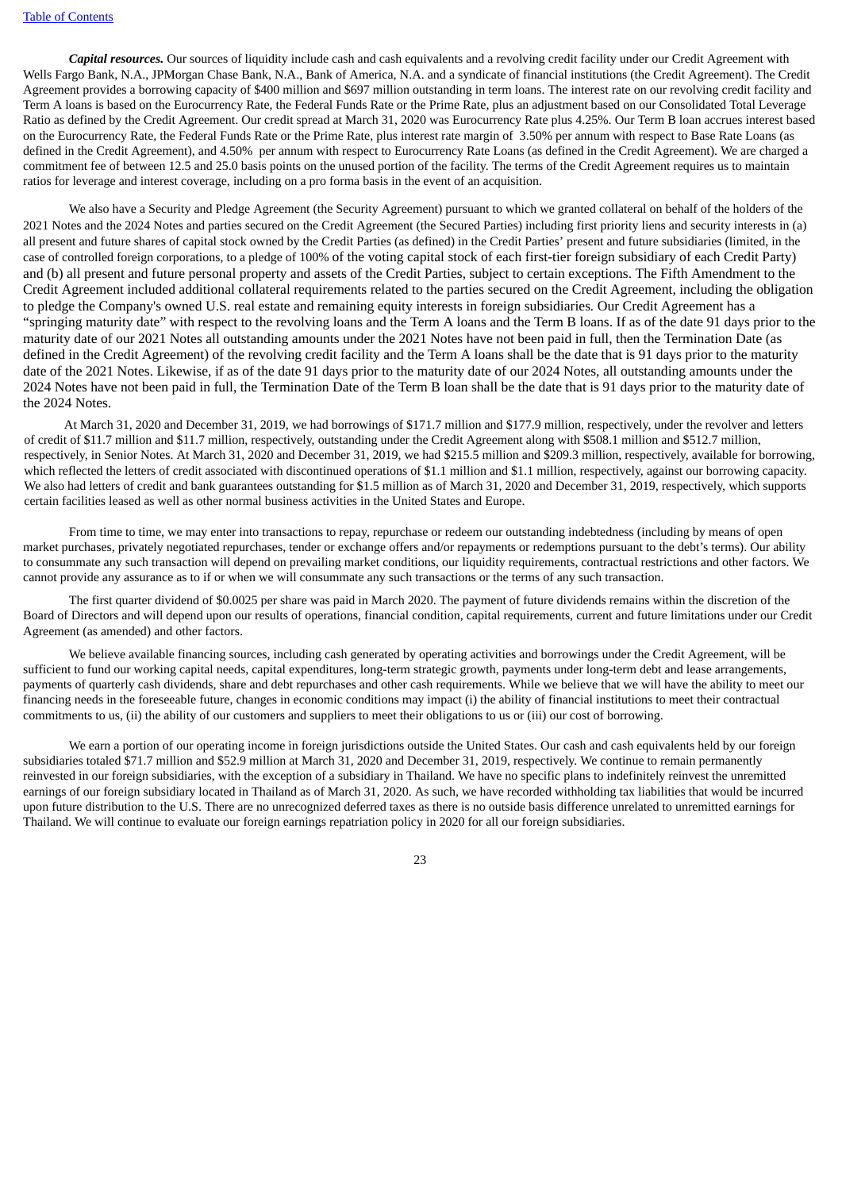***Capital resources.*** Our sources of liquidity include cash and cash equivalents and a revolving credit facility under our Credit Agreement with Wells Fargo Bank, N.A., JPMorgan Chase Bank, N.A., Bank of America, N.A. and a syndicate of financial institutions (the Credit Agreement). The Credit Agreement provides a borrowing capacity of $400 million and $697 million outstanding in term loans. The interest rate on our revolving credit facility and Term A loans is based on the Eurocurrency Rate, the Federal Funds Rate or the Prime Rate, plus an adjustment based on our Consolidated Total Leverage Ratio as defined by the Credit Agreement. Our credit spread at March 31, 2020 was Eurocurrency Rate plus 4.25%. Our Term B loan accrues interest based on the Eurocurrency Rate, the Federal Funds Rate or the Prime Rate, plus interest rate margin of 3.50% per annum with respect to Base Rate Loans (as defined in the Credit Agreement), and 4.50% per annum with respect to Eurocurrency Rate Loans (as defined in the Credit Agreement). We are charged a commitment fee of between 12.5 and 25.0 basis points on the unused portion of the facility. The terms of the Credit Agreement requires us to maintain ratios for leverage and interest coverage, including on a pro forma basis in the event of an acquisition.

We also have a Security and Pledge Agreement (the Security Agreement) pursuant to which we granted collateral on behalf of the holders of the 2021 Notes and the 2024 Notes and parties secured on the Credit Agreement (the Secured Parties) including first priority liens and security interests in (a) all present and future shares of capital stock owned by the Credit Parties (as defined) in the Credit Parties' present and future subsidiaries (limited, in the case of controlled foreign corporations, to a pledge of 100% of the voting capital stock of each first-tier foreign subsidiary of each Credit Party) and (b) all present and future personal property and assets of the Credit Parties, subject to certain exceptions. The Fifth Amendment to the Credit Agreement included additional collateral requirements related to the parties secured on the Credit Agreement, including the obligation to pledge the Company's owned U.S. real estate and remaining equity interests in foreign subsidiaries. Our Credit Agreement has a "springing maturity date" with respect to the revolving loans and the Term A loans and the Term B loans. If as of the date 91 days prior to the maturity date of our 2021 Notes all outstanding amounts under the 2021 Notes have not been paid in full, then the Termination Date (as defined in the Credit Agreement) of the revolving credit facility and the Term A loans shall be the date that is 91 days prior to the maturity date of the 2021 Notes. Likewise, if as of the date 91 days prior to the maturity date of our 2024 Notes, all outstanding amounts under the 2024 Notes have not been paid in full, the Termination Date of the Term B loan shall be the date that is 91 days prior to the maturity date of the 2024 Notes.

At March 31, 2020 and December 31, 2019, we had borrowings of $171.7 million and $177.9 million, respectively, under the revolver and letters of credit of $11.7 million and $11.7 million, respectively, outstanding under the Credit Agreement along with $508.1 million and $512.7 million, respectively, in Senior Notes. At March 31, 2020 and December 31, 2019, we had $215.5 million and $209.3 million, respectively, available for borrowing, which reflected the letters of credit associated with discontinued operations of $1.1 million and $1.1 million, respectively, against our borrowing capacity. We also had letters of credit and bank guarantees outstanding for $1.5 million as of March 31, 2020 and December 31, 2019, respectively, which supports certain facilities leased as well as other normal business activities in the United States and Europe.

From time to time, we may enter into transactions to repay, repurchase or redeem our outstanding indebtedness (including by means of open market purchases, privately negotiated repurchases, tender or exchange offers and/or repayments or redemptions pursuant to the debt's terms). Our ability to consummate any such transaction will depend on prevailing market conditions, our liquidity requirements, contractual restrictions and other factors. We cannot provide any assurance as to if or when we will consummate any such transactions or the terms of any such transaction.

The first quarter dividend of $0.0025 per share was paid in March 2020. The payment of future dividends remains within the discretion of the Board of Directors and will depend upon our results of operations, financial condition, capital requirements, current and future limitations under our Credit Agreement (as amended) and other factors.

We believe available financing sources, including cash generated by operating activities and borrowings under the Credit Agreement, will be sufficient to fund our working capital needs, capital expenditures, long-term strategic growth, payments under long-term debt and lease arrangements, payments of quarterly cash dividends, share and debt repurchases and other cash requirements. While we believe that we will have the ability to meet our financing needs in the foreseeable future, changes in economic conditions may impact (i) the ability of financial institutions to meet their contractual commitments to us, (ii) the ability of our customers and suppliers to meet their obligations to us or (iii) our cost of borrowing.

We earn a portion of our operating income in foreign jurisdictions outside the United States. Our cash and cash equivalents held by our foreign subsidiaries totaled $71.7 million and $52.9 million at March 31, 2020 and December 31, 2019, respectively. We continue to remain permanently reinvested in our foreign subsidiaries, with the exception of a subsidiary in Thailand. We have no specific plans to indefinitely reinvest the unremitted earnings of our foreign subsidiary located in Thailand as of March 31, 2020. As such, we have recorded withholding tax liabilities that would be incurred upon future distribution to the U.S. There are no unrecognized deferred taxes as there is no outside basis difference unrelated to unremitted earnings for Thailand. We will continue to evaluate our foreign earnings repatriation policy in 2020 for all our foreign subsidiaries.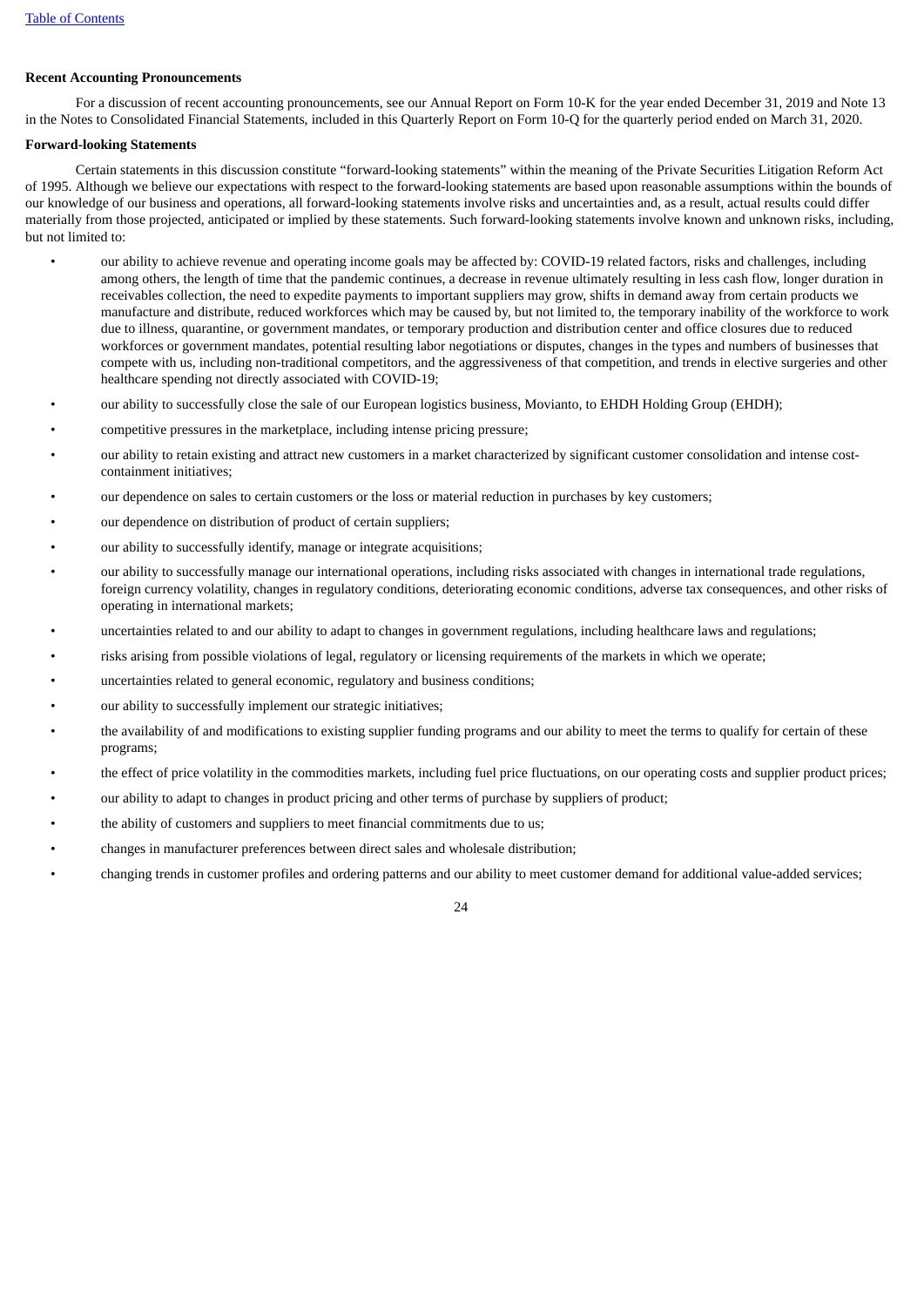**Recent Accounting Pronouncements**

For a discussion of recent accounting pronouncements, see our Annual Report on Form 10-K for the year ended December 31, 2019 and Note 13 in the Notes to Consolidated Financial Statements, included in this Quarterly Report on Form 10-Q for the quarterly period ended on March 31, 2020.

**Forward-looking Statements**

Certain statements in this discussion constitute "forward-looking statements" within the meaning of the Private Securities Litigation Reform Act of 1995. Although we believe our expectations with respect to the forward-looking statements are based upon reasonable assumptions within the bounds of our knowledge of our business and operations, all forward-looking statements involve risks and uncertainties and, as a result, actual results could differ materially from those projected, anticipated or implied by these statements. Such forward-looking statements involve known and unknown risks, including, but not limited to:

- our ability to achieve revenue and operating income goals may be affected by: COVID-19 related factors, risks and challenges, including among others, the length of time that the pandemic continues, a decrease in revenue ultimately resulting in less cash flow, longer duration in receivables collection, the need to expedite payments to important suppliers may grow, shifts in demand away from certain products we manufacture and distribute, reduced workforces which may be caused by, but not limited to, the temporary inability of the workforce to work due to illness, quarantine, or government mandates, or temporary production and distribution center and office closures due to reduced workforces or government mandates, potential resulting labor negotiations or disputes, changes in the types and numbers of businesses that compete with us, including non-traditional competitors, and the aggressiveness of that competition, and trends in elective surgeries and other healthcare spending not directly associated with COVID-19;
- our ability to successfully close the sale of our European logistics business, Movianto, to EHDH Holding Group (EHDH);
- competitive pressures in the marketplace, including intense pricing pressure;
- our ability to retain existing and attract new customers in a market characterized by significant customer consolidation and intense cost-containment initiatives;
- our dependence on sales to certain customers or the loss or material reduction in purchases by key customers;
- our dependence on distribution of product of certain suppliers;
- our ability to successfully identify, manage or integrate acquisitions;
- our ability to successfully manage our international operations, including risks associated with changes in international trade regulations, foreign currency volatility, changes in regulatory conditions, deteriorating economic conditions, adverse tax consequences, and other risks of operating in international markets;
- uncertainties related to and our ability to adapt to changes in government regulations, including healthcare laws and regulations;
- risks arising from possible violations of legal, regulatory or licensing requirements of the markets in which we operate;
- uncertainties related to general economic, regulatory and business conditions;
- our ability to successfully implement our strategic initiatives;
- the availability of and modifications to existing supplier funding programs and our ability to meet the terms to qualify for certain of these programs;
- the effect of price volatility in the commodities markets, including fuel price fluctuations, on our operating costs and supplier product prices;
- our ability to adapt to changes in product pricing and other terms of purchase by suppliers of product;
- the ability of customers and suppliers to meet financial commitments due to us;
- changes in manufacturer preferences between direct sales and wholesale distribution;
- changing trends in customer profiles and ordering patterns and our ability to meet customer demand for additional value-added services;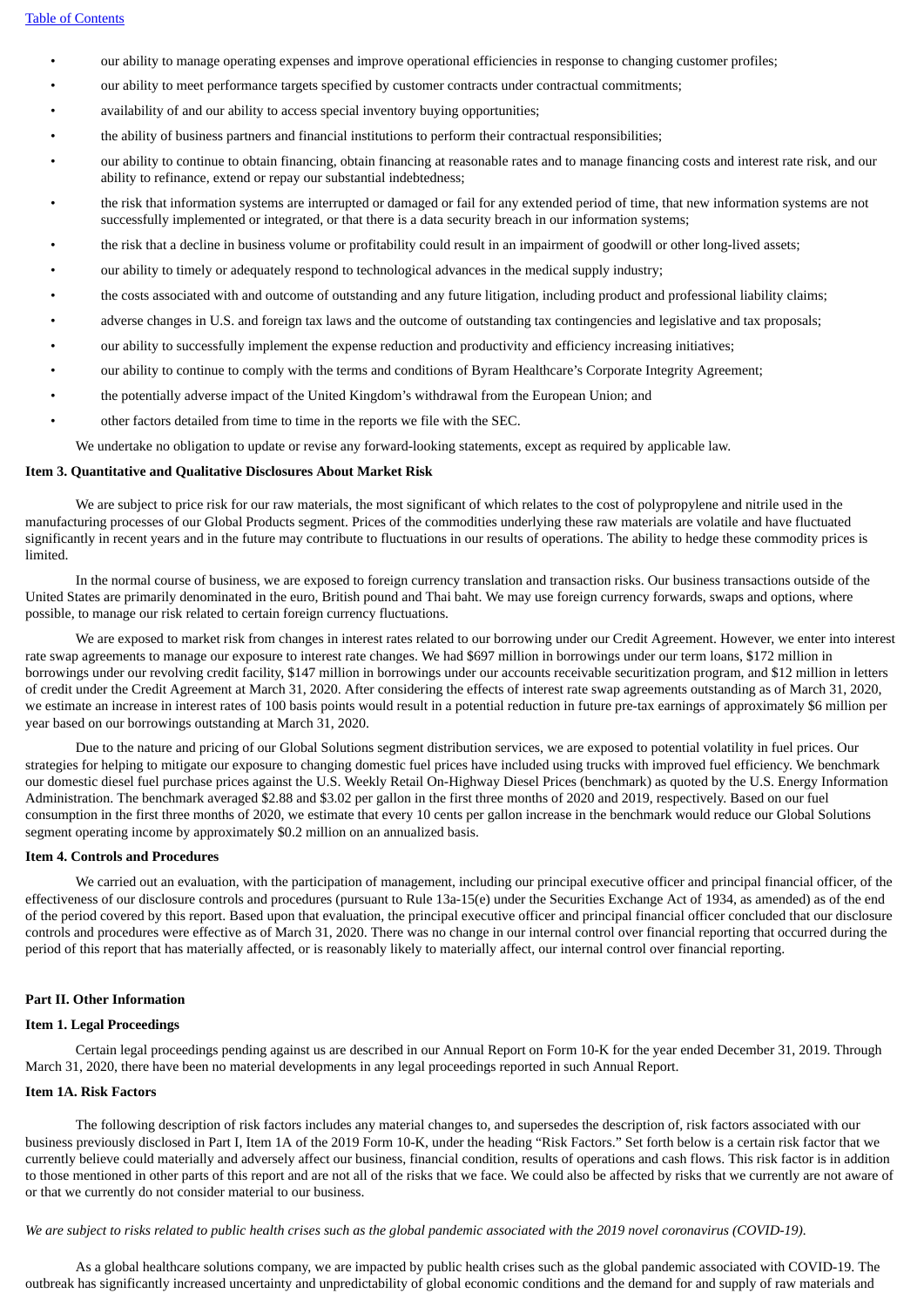- our ability to manage operating expenses and improve operational efficiencies in response to changing customer profiles;
- our ability to meet performance targets specified by customer contracts under contractual commitments;
- availability of and our ability to access special inventory buying opportunities;
- the ability of business partners and financial institutions to perform their contractual responsibilities;
- our ability to continue to obtain financing, obtain financing at reasonable rates and to manage financing costs and interest rate risk, and our ability to refinance, extend or repay our substantial indebtedness;
- the risk that information systems are interrupted or damaged or fail for any extended period of time, that new information systems are not successfully implemented or integrated, or that there is a data security breach in our information systems;
- the risk that a decline in business volume or profitability could result in an impairment of goodwill or other long-lived assets;
- our ability to timely or adequately respond to technological advances in the medical supply industry;
- the costs associated with and outcome of outstanding and any future litigation, including product and professional liability claims;
- adverse changes in U.S. and foreign tax laws and the outcome of outstanding tax contingencies and legislative and tax proposals;
- our ability to successfully implement the expense reduction and productivity and efficiency increasing initiatives;
- our ability to continue to comply with the terms and conditions of Byram Healthcare's Corporate Integrity Agreement;
- the potentially adverse impact of the United Kingdom's withdrawal from the European Union; and
- other factors detailed from time to time in the reports we file with the SEC.

We undertake no obligation to update or revise any forward-looking statements, except as required by applicable law.

### Item 3. Quantitative and Qualitative Disclosures About Market Risk

We are subject to price risk for our raw materials, the most significant of which relates to the cost of polypropylene and nitrile used in the manufacturing processes of our Global Products segment. Prices of the commodities underlying these raw materials are volatile and have fluctuated significantly in recent years and in the future may contribute to fluctuations in our results of operations. The ability to hedge these commodity prices is limited.

In the normal course of business, we are exposed to foreign currency translation and transaction risks. Our business transactions outside of the United States are primarily denominated in the euro, British pound and Thai baht. We may use foreign currency forwards, swaps and options, where possible, to manage our risk related to certain foreign currency fluctuations.

We are exposed to market risk from changes in interest rates related to our borrowing under our Credit Agreement. However, we enter into interest rate swap agreements to manage our exposure to interest rate changes. We had $697 million in borrowings under our term loans, $172 million in borrowings under our revolving credit facility, $147 million in borrowings under our accounts receivable securitization program, and $12 million in letters of credit under the Credit Agreement at March 31, 2020. After considering the effects of interest rate swap agreements outstanding as of March 31, 2020, we estimate an increase in interest rates of 100 basis points would result in a potential reduction in future pre-tax earnings of approximately $6 million per year based on our borrowings outstanding at March 31, 2020.

Due to the nature and pricing of our Global Solutions segment distribution services, we are exposed to potential volatility in fuel prices. Our strategies for helping to mitigate our exposure to changing domestic fuel prices have included using trucks with improved fuel efficiency. We benchmark our domestic diesel fuel purchase prices against the U.S. Weekly Retail On-Highway Diesel Prices (benchmark) as quoted by the U.S. Energy Information Administration. The benchmark averaged $2.88 and $3.02 per gallon in the first three months of 2020 and 2019, respectively. Based on our fuel consumption in the first three months of 2020, we estimate that every 10 cents per gallon increase in the benchmark would reduce our Global Solutions segment operating income by approximately $0.2 million on an annualized basis.

### Item 4. Controls and Procedures

We carried out an evaluation, with the participation of management, including our principal executive officer and principal financial officer, of the effectiveness of our disclosure controls and procedures (pursuant to Rule 13a-15(e) under the Securities Exchange Act of 1934, as amended) as of the end of the period covered by this report. Based upon that evaluation, the principal executive officer and principal financial officer concluded that our disclosure controls and procedures were effective as of March 31, 2020. There was no change in our internal control over financial reporting that occurred during the period of this report that has materially affected, or is reasonably likely to materially affect, our internal control over financial reporting.

## Part II. Other Information

### Item 1. Legal Proceedings

Certain legal proceedings pending against us are described in our Annual Report on Form 10-K for the year ended December 31, 2019. Through March 31, 2020, there have been no material developments in any legal proceedings reported in such Annual Report.

### Item 1A. Risk Factors

The following description of risk factors includes any material changes to, and supersedes the description of, risk factors associated with our business previously disclosed in Part I, Item 1A of the 2019 Form 10-K, under the heading "Risk Factors." Set forth below is a certain risk factor that we currently believe could materially and adversely affect our business, financial condition, results of operations and cash flows. This risk factor is in addition to those mentioned in other parts of this report and are not all of the risks that we face. We could also be affected by risks that we currently are not aware of or that we currently do not consider material to our business.

*We are subject to risks related to public health crises such as the global pandemic associated with the 2019 novel coronavirus (COVID-19).*

As a global healthcare solutions company, we are impacted by public health crises such as the global pandemic associated with COVID-19. The outbreak has significantly increased uncertainty and unpredictability of global economic conditions and the demand for and supply of raw materials and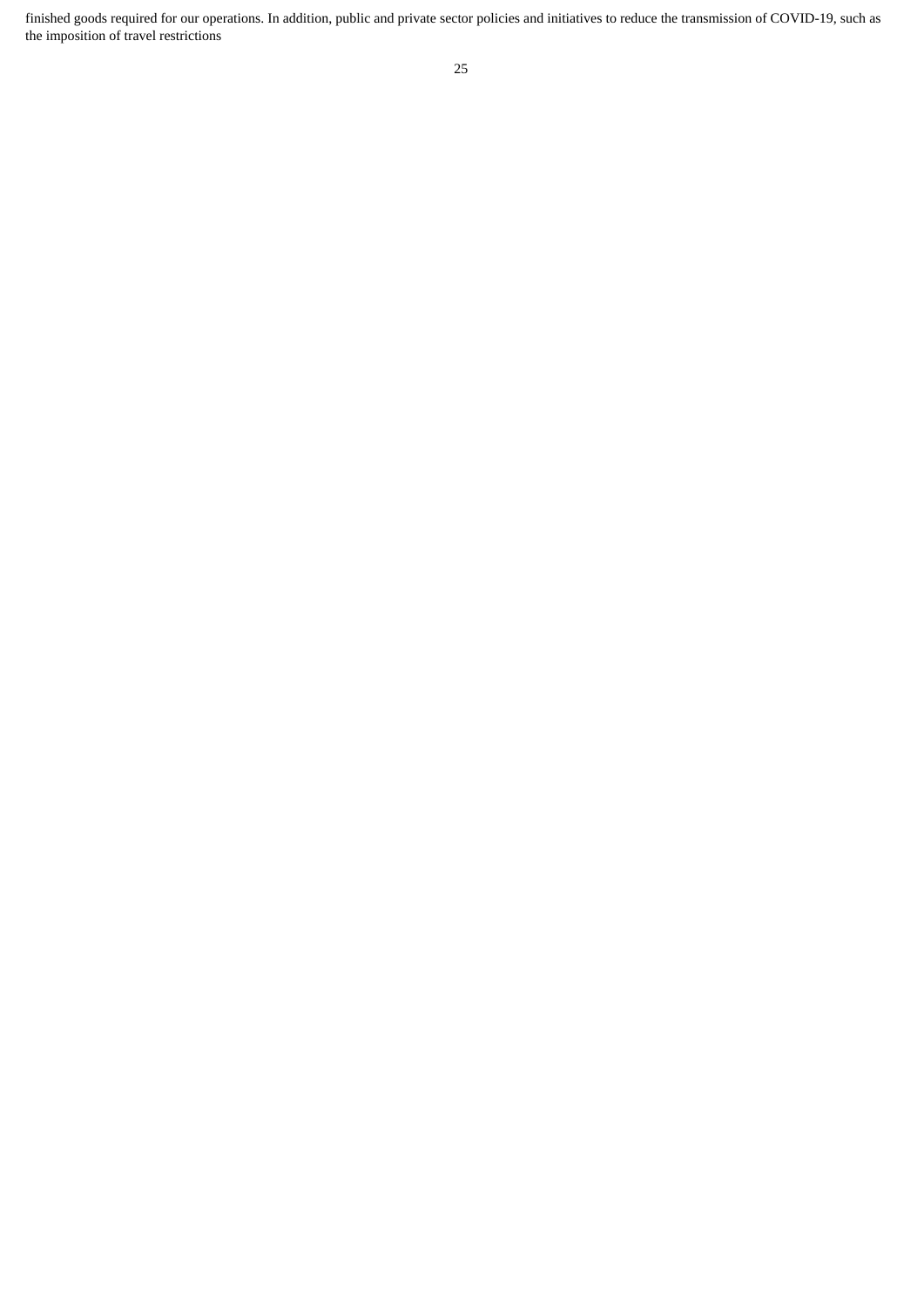finished goods required for our operations. In addition, public and private sector policies and initiatives to reduce the transmission of COVID-19, such as the imposition of travel restrictions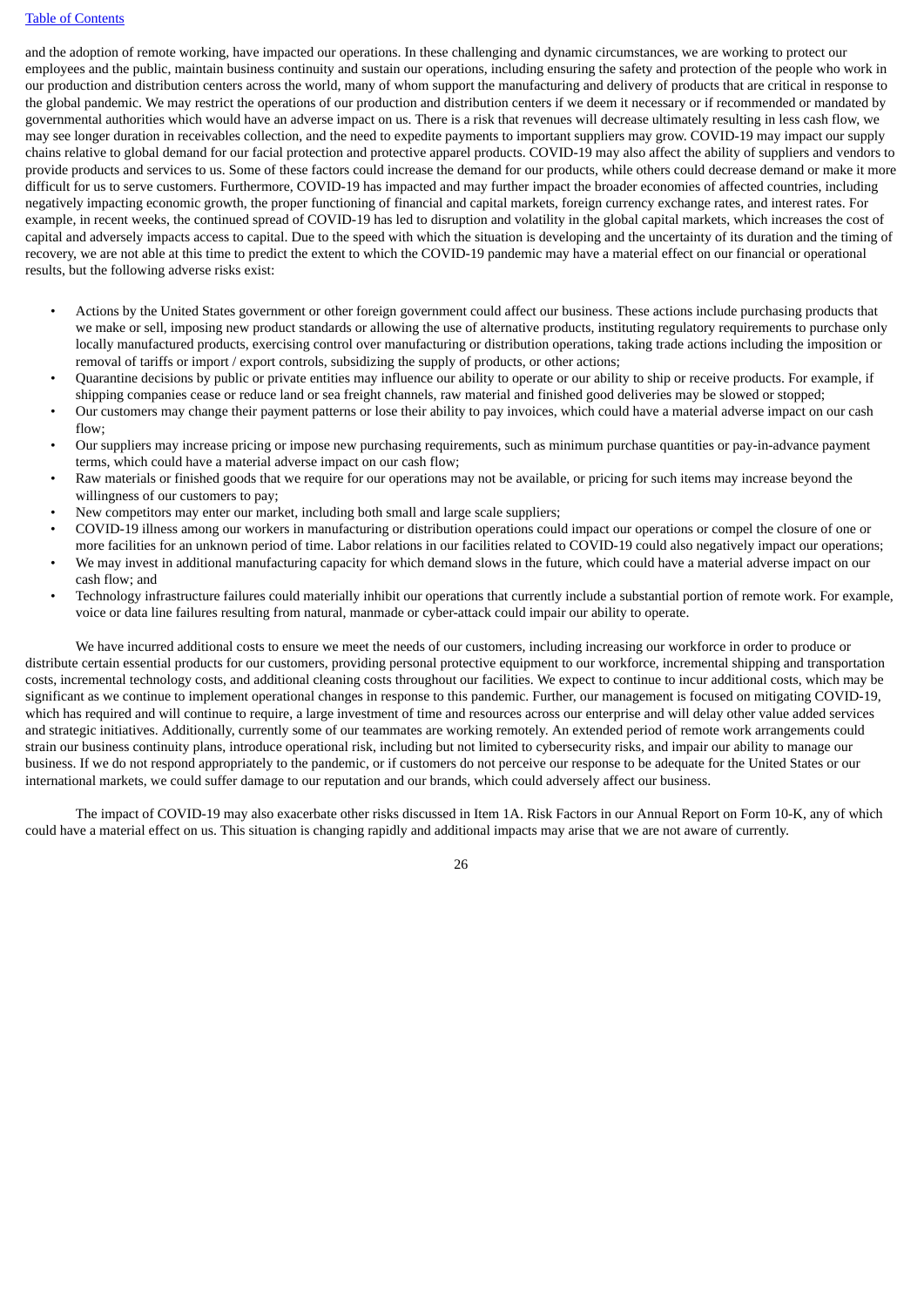and the adoption of remote working, have impacted our operations. In these challenging and dynamic circumstances, we are working to protect our employees and the public, maintain business continuity and sustain our operations, including ensuring the safety and protection of the people who work in our production and distribution centers across the world, many of whom support the manufacturing and delivery of products that are critical in response to the global pandemic. We may restrict the operations of our production and distribution centers if we deem it necessary or if recommended or mandated by governmental authorities which would have an adverse impact on us. There is a risk that revenues will decrease ultimately resulting in less cash flow, we may see longer duration in receivables collection, and the need to expedite payments to important suppliers may grow. COVID-19 may impact our supply chains relative to global demand for our facial protection and protective apparel products. COVID-19 may also affect the ability of suppliers and vendors to provide products and services to us. Some of these factors could increase the demand for our products, while others could decrease demand or make it more difficult for us to serve customers. Furthermore, COVID-19 has impacted and may further impact the broader economies of affected countries, including negatively impacting economic growth, the proper functioning of financial and capital markets, foreign currency exchange rates, and interest rates. For example, in recent weeks, the continued spread of COVID-19 has led to disruption and volatility in the global capital markets, which increases the cost of capital and adversely impacts access to capital. Due to the speed with which the situation is developing and the uncertainty of its duration and the timing of recovery, we are not able at this time to predict the extent to which the COVID-19 pandemic may have a material effect on our financial or operational results, but the following adverse risks exist:

- Actions by the United States government or other foreign government could affect our business. These actions include purchasing products that we make or sell, imposing new product standards or allowing the use of alternative products, instituting regulatory requirements to purchase only locally manufactured products, exercising control over manufacturing or distribution operations, taking trade actions including the imposition or removal of tariffs or import / export controls, subsidizing the supply of products, or other actions;
- Quarantine decisions by public or private entities may influence our ability to operate or our ability to ship or receive products. For example, if shipping companies cease or reduce land or sea freight channels, raw material and finished good deliveries may be slowed or stopped;
- Our customers may change their payment patterns or lose their ability to pay invoices, which could have a material adverse impact on our cash flow;
- Our suppliers may increase pricing or impose new purchasing requirements, such as minimum purchase quantities or pay-in-advance payment terms, which could have a material adverse impact on our cash flow;
- Raw materials or finished goods that we require for our operations may not be available, or pricing for such items may increase beyond the willingness of our customers to pay;
- New competitors may enter our market, including both small and large scale suppliers;
- COVID-19 illness among our workers in manufacturing or distribution operations could impact our operations or compel the closure of one or more facilities for an unknown period of time. Labor relations in our facilities related to COVID-19 could also negatively impact our operations;
- We may invest in additional manufacturing capacity for which demand slows in the future, which could have a material adverse impact on our cash flow; and
- Technology infrastructure failures could materially inhibit our operations that currently include a substantial portion of remote work. For example, voice or data line failures resulting from natural, manmade or cyber-attack could impair our ability to operate.

We have incurred additional costs to ensure we meet the needs of our customers, including increasing our workforce in order to produce or distribute certain essential products for our customers, providing personal protective equipment to our workforce, incremental shipping and transportation costs, incremental technology costs, and additional cleaning costs throughout our facilities. We expect to continue to incur additional costs, which may be significant as we continue to implement operational changes in response to this pandemic. Further, our management is focused on mitigating COVID-19, which has required and will continue to require, a large investment of time and resources across our enterprise and will delay other value added services and strategic initiatives. Additionally, currently some of our teammates are working remotely. An extended period of remote work arrangements could strain our business continuity plans, introduce operational risk, including but not limited to cybersecurity risks, and impair our ability to manage our business. If we do not respond appropriately to the pandemic, or if customers do not perceive our response to be adequate for the United States or our international markets, we could suffer damage to our reputation and our brands, which could adversely affect our business.

The impact of COVID-19 may also exacerbate other risks discussed in Item 1A. Risk Factors in our Annual Report on Form 10-K, any of which could have a material effect on us. This situation is changing rapidly and additional impacts may arise that we are not aware of currently.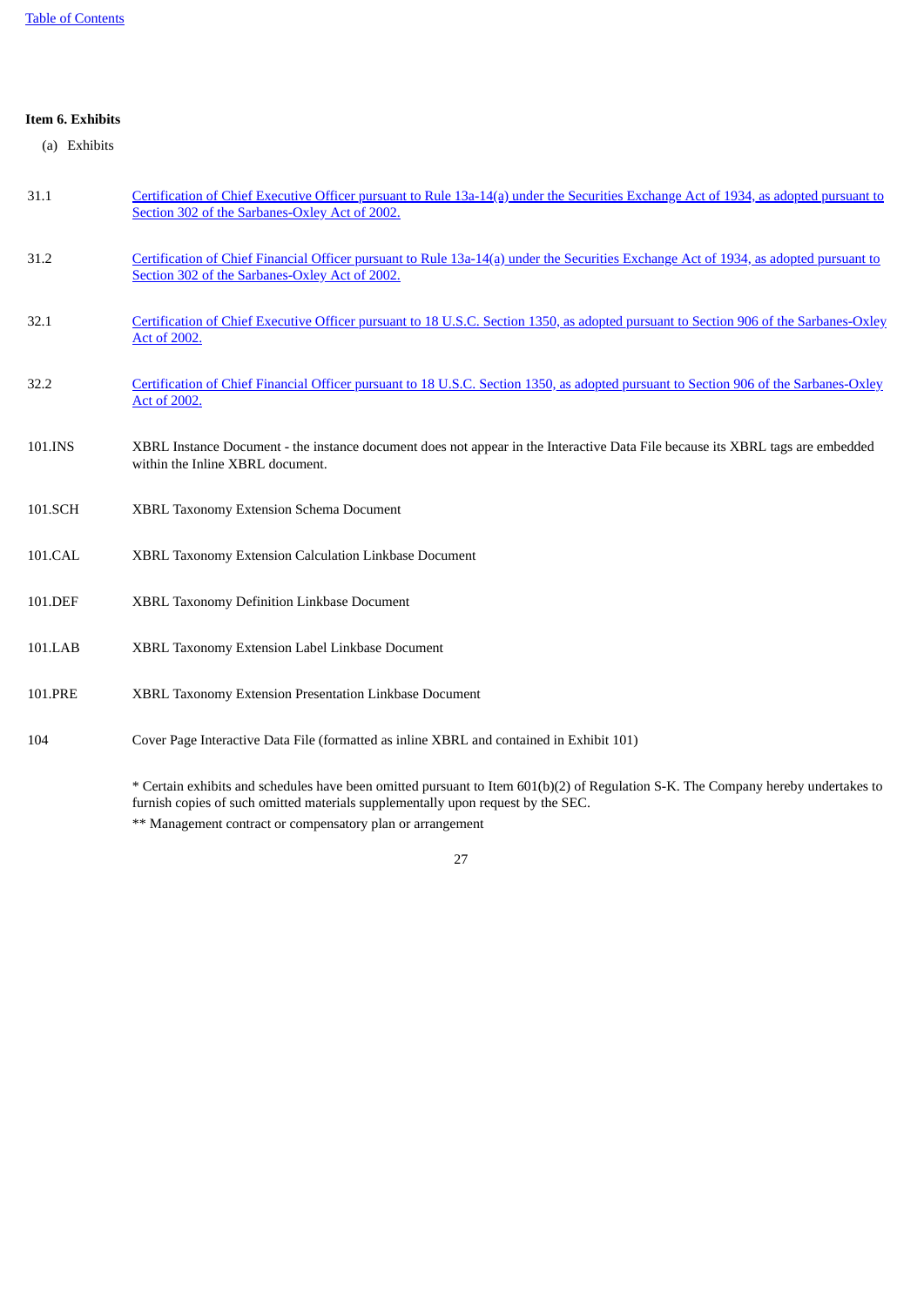**Item 6. Exhibits**

(a) Exhibits

| | |
|---|---|
| 31.1 | Certification of Chief Executive Officer pursuant to Rule 13a-14(a) under the Securities Exchange Act of 1934, as adopted pursuant to Section 302 of the Sarbanes-Oxley Act of 2002. |
| 31.2 | Certification of Chief Financial Officer pursuant to Rule 13a-14(a) under the Securities Exchange Act of 1934, as adopted pursuant to Section 302 of the Sarbanes-Oxley Act of 2002. |
| 32.1 | Certification of Chief Executive Officer pursuant to 18 U.S.C. Section 1350, as adopted pursuant to Section 906 of the Sarbanes-Oxley Act of 2002. |
| 32.2 | Certification of Chief Financial Officer pursuant to 18 U.S.C. Section 1350, as adopted pursuant to Section 906 of the Sarbanes-Oxley Act of 2002. |
| 101.INS | XBRL Instance Document - the instance document does not appear in the Interactive Data File because its XBRL tags are embedded within the Inline XBRL document. |
| 101.SCH | XBRL Taxonomy Extension Schema Document |
| 101.CAL | XBRL Taxonomy Extension Calculation Linkbase Document |
| 101.DEF | XBRL Taxonomy Definition Linkbase Document |
| 101.LAB | XBRL Taxonomy Extension Label Linkbase Document |
| 101.PRE | XBRL Taxonomy Extension Presentation Linkbase Document |
| 104 | Cover Page Interactive Data File (formatted as inline XBRL and contained in Exhibit 101) |

* Certain exhibits and schedules have been omitted pursuant to Item 601(b)(2) of Regulation S-K. The Company hereby undertakes to furnish copies of such omitted materials supplementally upon request by the SEC.

** Management contract or compensatory plan or arrangement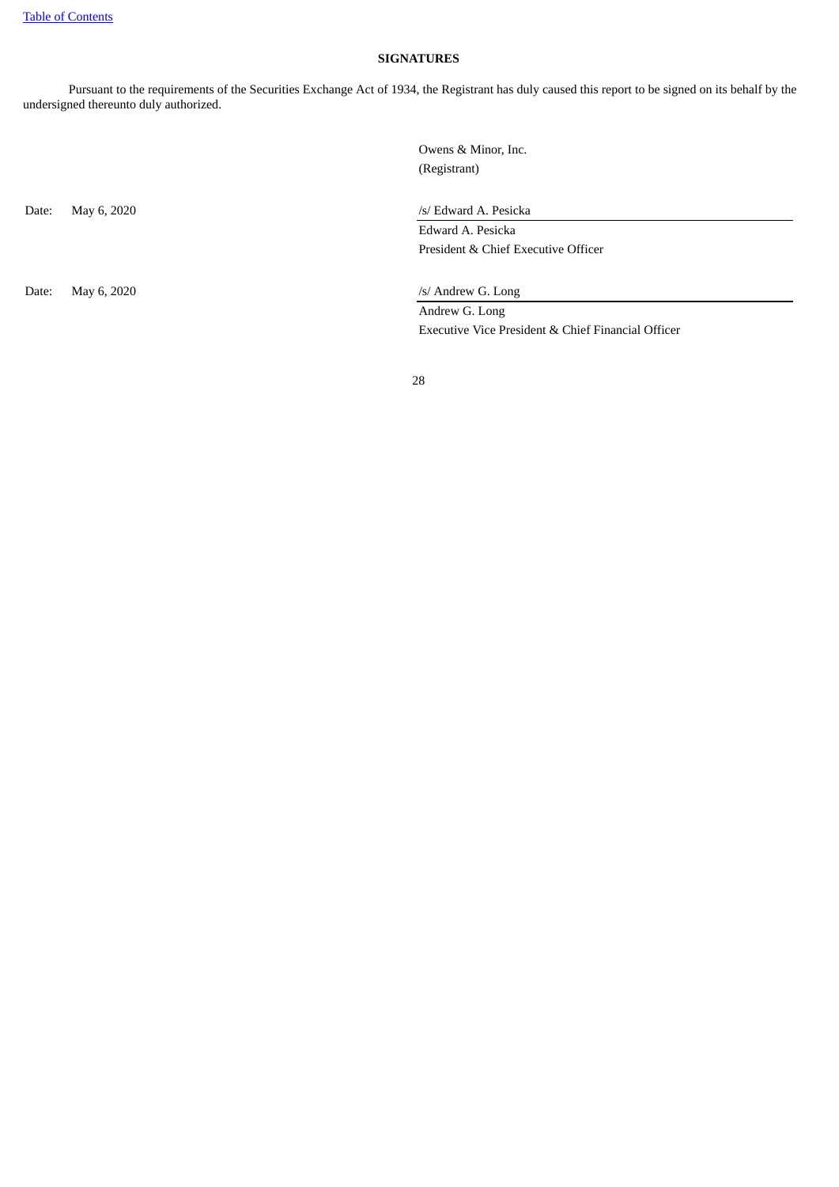[Table of Contents](#)

## SIGNATURES

Pursuant to the requirements of the Securities Exchange Act of 1934, the Registrant has duly caused this report to be signed on its behalf by the undersigned thereunto duly authorized.

Owens & Minor, Inc.
(Registrant)

| | | |
|---|---|---|
| Date: | May 6, 2020 | /s/ Edward A. Pesicka |
| | | Edward A. Pesicka |
| | | President & Chief Executive Officer |
| Date: | May 6, 2020 | /s/ Andrew G. Long |
| | | Andrew G. Long |
| | | Executive Vice President & Chief Financial Officer |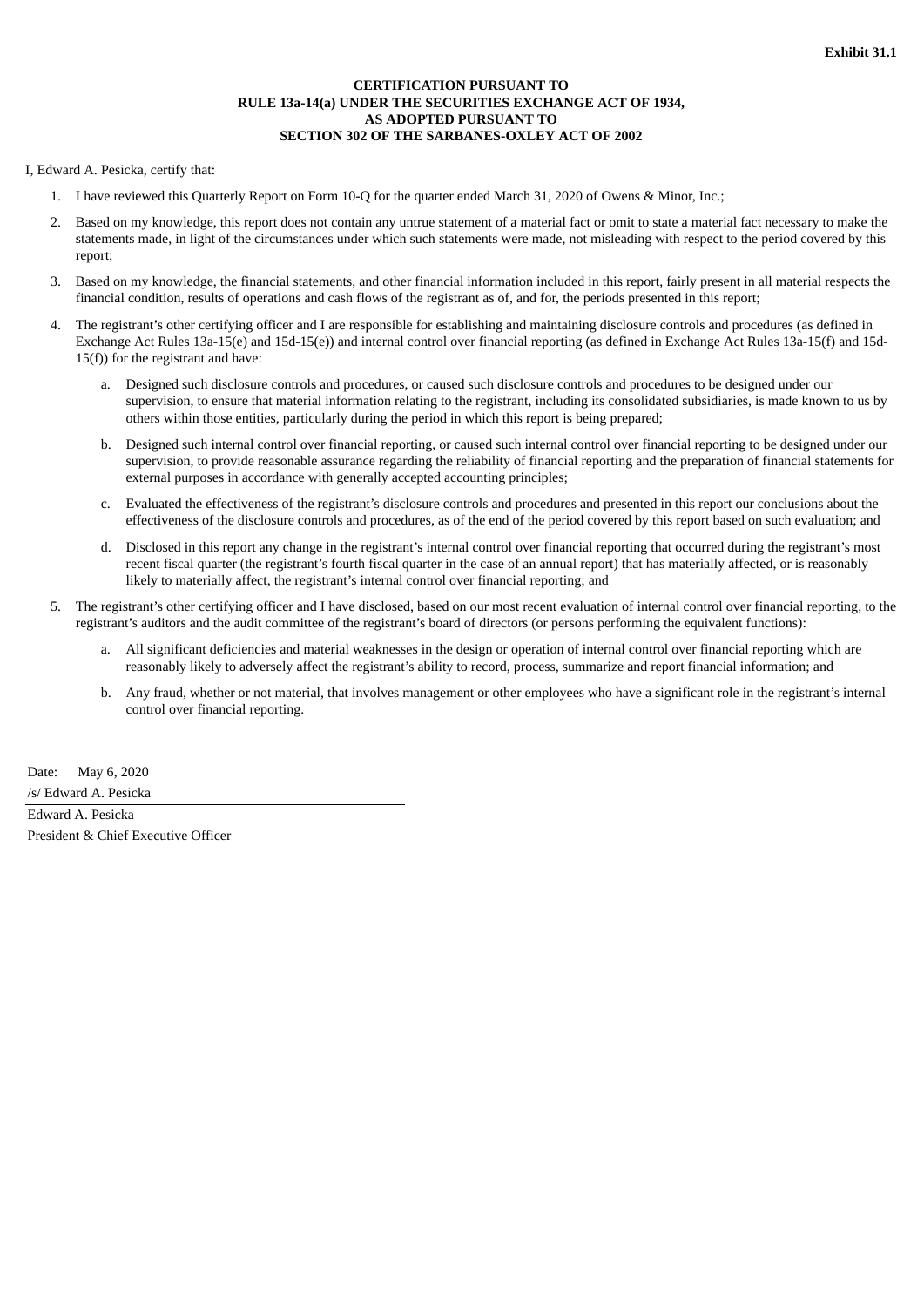**Exhibit 31.1**

**CERTIFICATION PURSUANT TO**
**RULE 13a-14(a) UNDER THE SECURITIES EXCHANGE ACT OF 1934,**
**AS ADOPTED PURSUANT TO**
**SECTION 302 OF THE SARBANES-OXLEY ACT OF 2002**

I, Edward A. Pesicka, certify that:

1. I have reviewed this Quarterly Report on Form 10-Q for the quarter ended March 31, 2020 of Owens & Minor, Inc.;
2. Based on my knowledge, this report does not contain any untrue statement of a material fact or omit to state a material fact necessary to make the statements made, in light of the circumstances under which such statements were made, not misleading with respect to the period covered by this report;
3. Based on my knowledge, the financial statements, and other financial information included in this report, fairly present in all material respects the financial condition, results of operations and cash flows of the registrant as of, and for, the periods presented in this report;
4. The registrant's other certifying officer and I are responsible for establishing and maintaining disclosure controls and procedures (as defined in Exchange Act Rules 13a-15(e) and 15d-15(e)) and internal control over financial reporting (as defined in Exchange Act Rules 13a-15(f) and 15d-15(f)) for the registrant and have:
   a. Designed such disclosure controls and procedures, or caused such disclosure controls and procedures to be designed under our supervision, to ensure that material information relating to the registrant, including its consolidated subsidiaries, is made known to us by others within those entities, particularly during the period in which this report is being prepared;
   b. Designed such internal control over financial reporting, or caused such internal control over financial reporting to be designed under our supervision, to provide reasonable assurance regarding the reliability of financial reporting and the preparation of financial statements for external purposes in accordance with generally accepted accounting principles;
   c. Evaluated the effectiveness of the registrant's disclosure controls and procedures and presented in this report our conclusions about the effectiveness of the disclosure controls and procedures, as of the end of the period covered by this report based on such evaluation; and
   d. Disclosed in this report any change in the registrant's internal control over financial reporting that occurred during the registrant's most recent fiscal quarter (the registrant's fourth fiscal quarter in the case of an annual report) that has materially affected, or is reasonably likely to materially affect, the registrant's internal control over financial reporting; and
5. The registrant's other certifying officer and I have disclosed, based on our most recent evaluation of internal control over financial reporting, to the registrant's auditors and the audit committee of the registrant's board of directors (or persons performing the equivalent functions):
   a. All significant deficiencies and material weaknesses in the design or operation of internal control over financial reporting which are reasonably likely to adversely affect the registrant's ability to record, process, summarize and report financial information; and
   b. Any fraud, whether or not material, that involves management or other employees who have a significant role in the registrant's internal control over financial reporting.

Date: May 6, 2020

/s/ Edward A. Pesicka

Edward A. Pesicka
President & Chief Executive Officer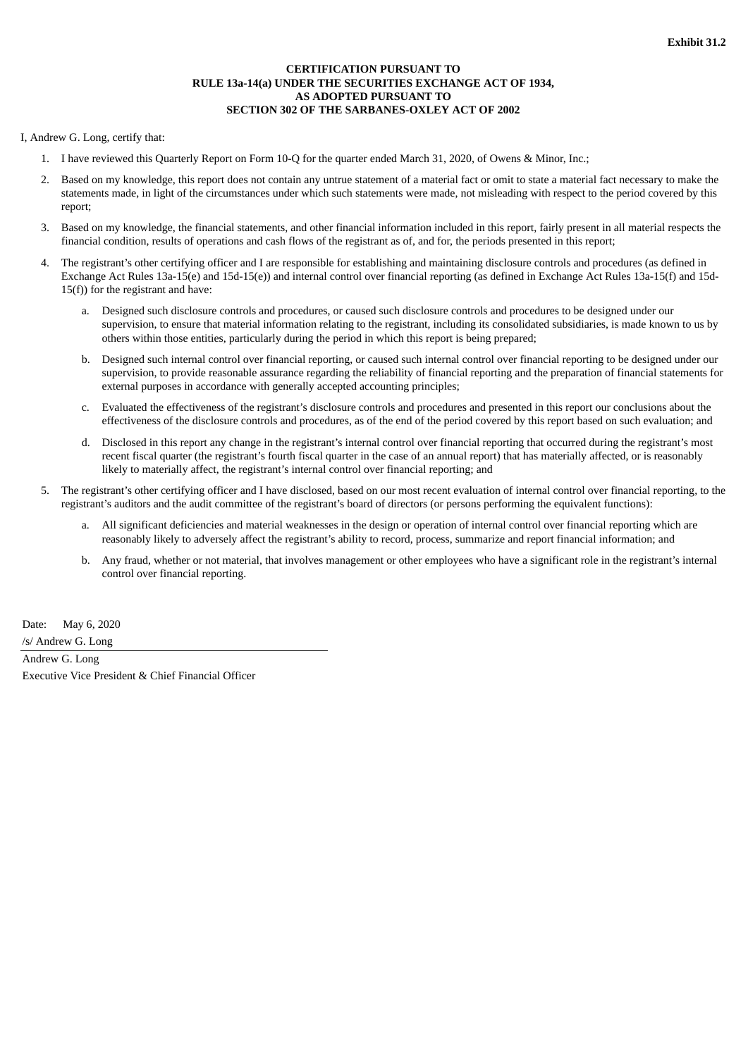**Exhibit 31.2**

**CERTIFICATION PURSUANT TO
RULE 13a-14(a) UNDER THE SECURITIES EXCHANGE ACT OF 1934,
AS ADOPTED PURSUANT TO
SECTION 302 OF THE SARBANES-OXLEY ACT OF 2002**

I, Andrew G. Long, certify that:

1. I have reviewed this Quarterly Report on Form 10-Q for the quarter ended March 31, 2020, of Owens & Minor, Inc.;
2. Based on my knowledge, this report does not contain any untrue statement of a material fact or omit to state a material fact necessary to make the statements made, in light of the circumstances under which such statements were made, not misleading with respect to the period covered by this report;
3. Based on my knowledge, the financial statements, and other financial information included in this report, fairly present in all material respects the financial condition, results of operations and cash flows of the registrant as of, and for, the periods presented in this report;
4. The registrant's other certifying officer and I are responsible for establishing and maintaining disclosure controls and procedures (as defined in Exchange Act Rules 13a-15(e) and 15d-15(e)) and internal control over financial reporting (as defined in Exchange Act Rules 13a-15(f) and 15d-15(f)) for the registrant and have:
    a. Designed such disclosure controls and procedures, or caused such disclosure controls and procedures to be designed under our supervision, to ensure that material information relating to the registrant, including its consolidated subsidiaries, is made known to us by others within those entities, particularly during the period in which this report is being prepared;
    b. Designed such internal control over financial reporting, or caused such internal control over financial reporting to be designed under our supervision, to provide reasonable assurance regarding the reliability of financial reporting and the preparation of financial statements for external purposes in accordance with generally accepted accounting principles;
    c. Evaluated the effectiveness of the registrant's disclosure controls and procedures and presented in this report our conclusions about the effectiveness of the disclosure controls and procedures, as of the end of the period covered by this report based on such evaluation; and
    d. Disclosed in this report any change in the registrant's internal control over financial reporting that occurred during the registrant's most recent fiscal quarter (the registrant's fourth fiscal quarter in the case of an annual report) that has materially affected, or is reasonably likely to materially affect, the registrant's internal control over financial reporting; and
5. The registrant's other certifying officer and I have disclosed, based on our most recent evaluation of internal control over financial reporting, to the registrant's auditors and the audit committee of the registrant's board of directors (or persons performing the equivalent functions):
    a. All significant deficiencies and material weaknesses in the design or operation of internal control over financial reporting which are reasonably likely to adversely affect the registrant's ability to record, process, summarize and report financial information; and
    b. Any fraud, whether or not material, that involves management or other employees who have a significant role in the registrant's internal control over financial reporting.

Date: May 6, 2020

/s/ Andrew G. Long

Andrew G. Long

Executive Vice President & Chief Financial Officer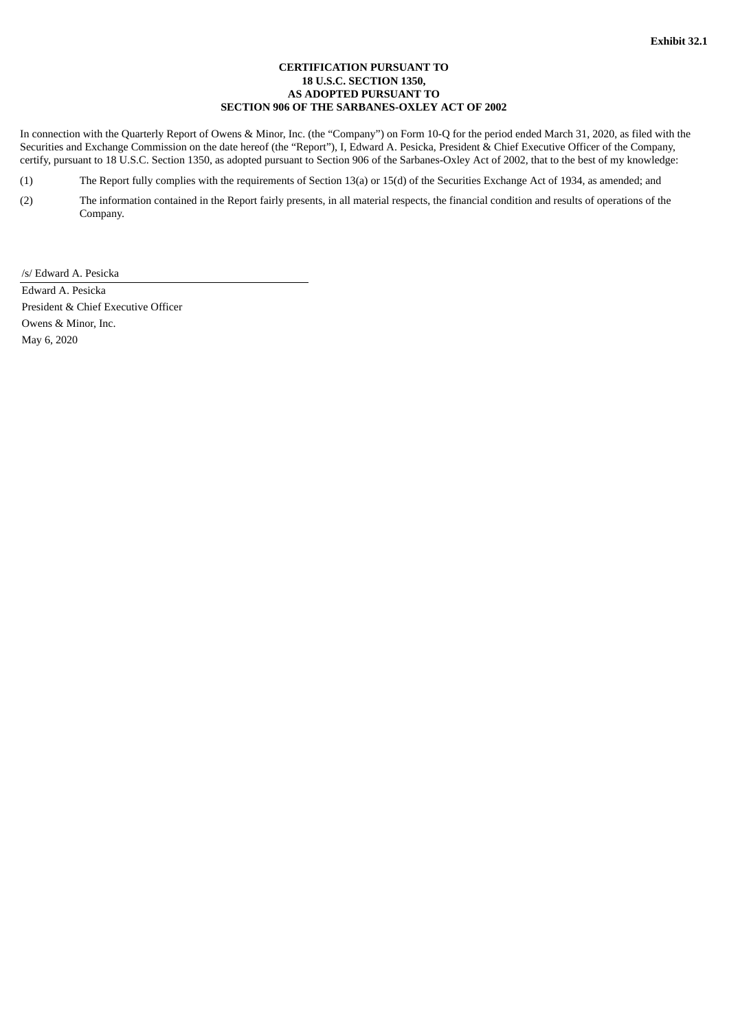**Exhibit 32.1**

**CERTIFICATION PURSUANT TO**
**18 U.S.C. SECTION 1350,**
**AS ADOPTED PURSUANT TO**
**SECTION 906 OF THE SARBANES-OXLEY ACT OF 2002**

In connection with the Quarterly Report of Owens & Minor, Inc. (the "Company") on Form 10-Q for the period ended March 31, 2020, as filed with the Securities and Exchange Commission on the date hereof (the "Report"), I, Edward A. Pesicka, President & Chief Executive Officer of the Company, certify, pursuant to 18 U.S.C. Section 1350, as adopted pursuant to Section 906 of the Sarbanes-Oxley Act of 2002, that to the best of my knowledge:

(1) The Report fully complies with the requirements of Section 13(a) or 15(d) of the Securities Exchange Act of 1934, as amended; and

(2) The information contained in the Report fairly presents, in all material respects, the financial condition and results of operations of the Company.

/s/ Edward A. Pesicka

Edward A. Pesicka
President & Chief Executive Officer
Owens & Minor, Inc.
May 6, 2020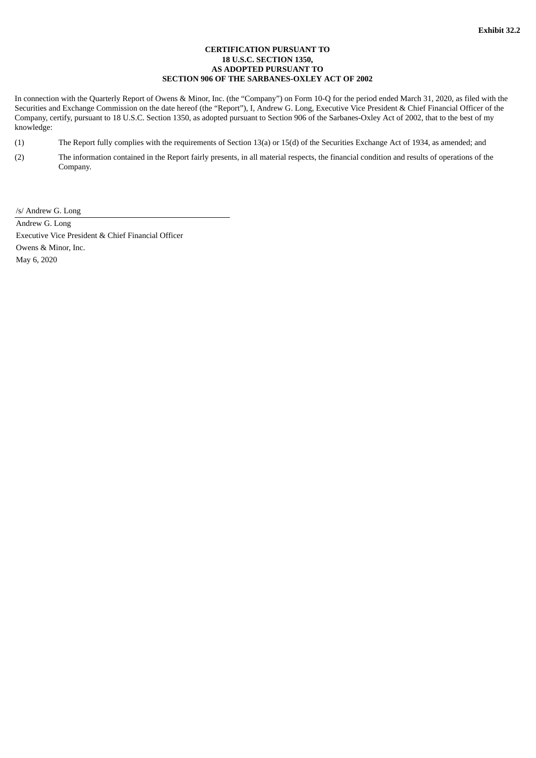**Exhibit 32.2**

**CERTIFICATION PURSUANT TO**
**18 U.S.C. SECTION 1350,**
**AS ADOPTED PURSUANT TO**
**SECTION 906 OF THE SARBANES-OXLEY ACT OF 2002**

In connection with the Quarterly Report of Owens & Minor, Inc. (the "Company") on Form 10-Q for the period ended March 31, 2020, as filed with the Securities and Exchange Commission on the date hereof (the "Report"), I, Andrew G. Long, Executive Vice President & Chief Financial Officer of the Company, certify, pursuant to 18 U.S.C. Section 1350, as adopted pursuant to Section 906 of the Sarbanes-Oxley Act of 2002, that to the best of my knowledge:

(1) The Report fully complies with the requirements of Section 13(a) or 15(d) of the Securities Exchange Act of 1934, as amended; and

(2) The information contained in the Report fairly presents, in all material respects, the financial condition and results of operations of the Company.

/s/ Andrew G. Long

Andrew G. Long
Executive Vice President & Chief Financial Officer
Owens & Minor, Inc.
May 6, 2020